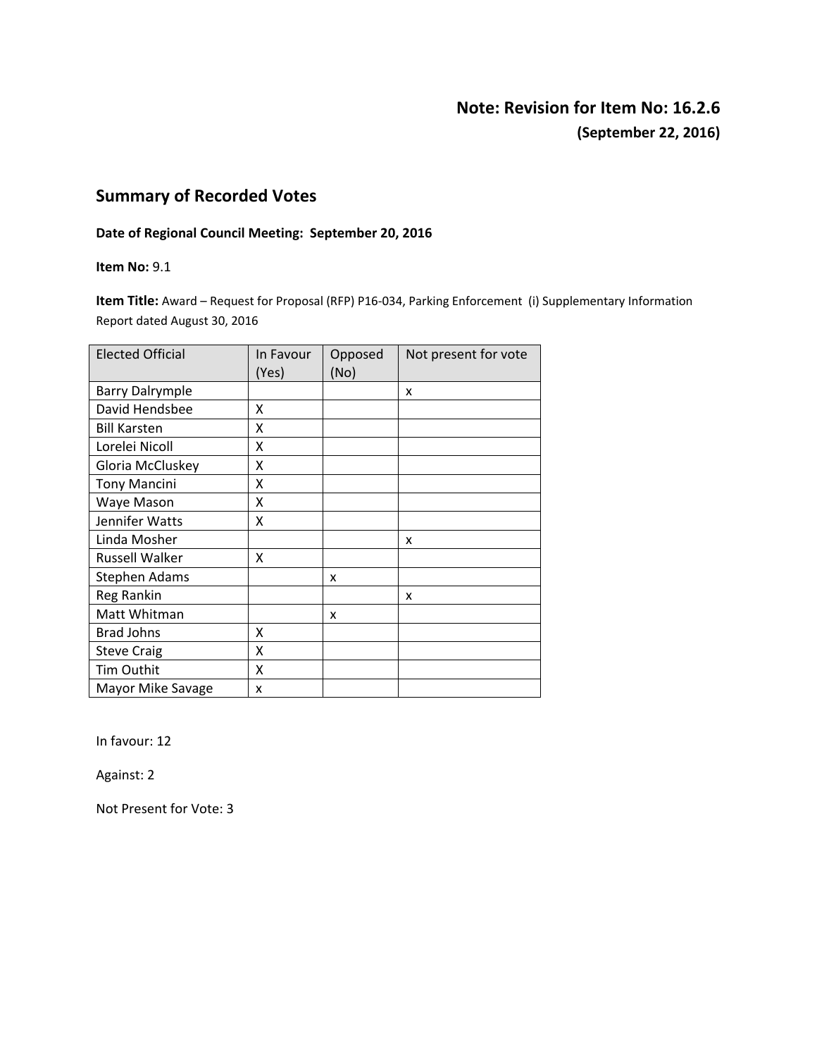**Note: Revision for Item No: 16.2.6**
**(September 22, 2016)**

## Summary of Recorded Votes

**Date of Regional Council Meeting: September 20, 2016**

**Item No:** 9.1

**Item Title:** Award – Request for Proposal (RFP) P16-034, Parking Enforcement (i) Supplementary Information Report dated August 30, 2016

| Elected Official | In Favour (Yes) | Opposed (No) | Not present for vote |
|---|---|---|---|
| Barry Dalrymple | | | x |
| David Hendsbee | X | | |
| Bill Karsten | X | | |
| Lorelei Nicoll | X | | |
| Gloria McCluskey | X | | |
| Tony Mancini | X | | |
| Waye Mason | X | | |
| Jennifer Watts | X | | |
| Linda Mosher | | | x |
| Russell Walker | X | | |
| Stephen Adams | | x | |
| Reg Rankin | | | x |
| Matt Whitman | | x | |
| Brad Johns | X | | |
| Steve Craig | X | | |
| Tim Outhit | X | | |
| Mayor Mike Savage | x | | |

In favour: 12

Against: 2

Not Present for Vote: 3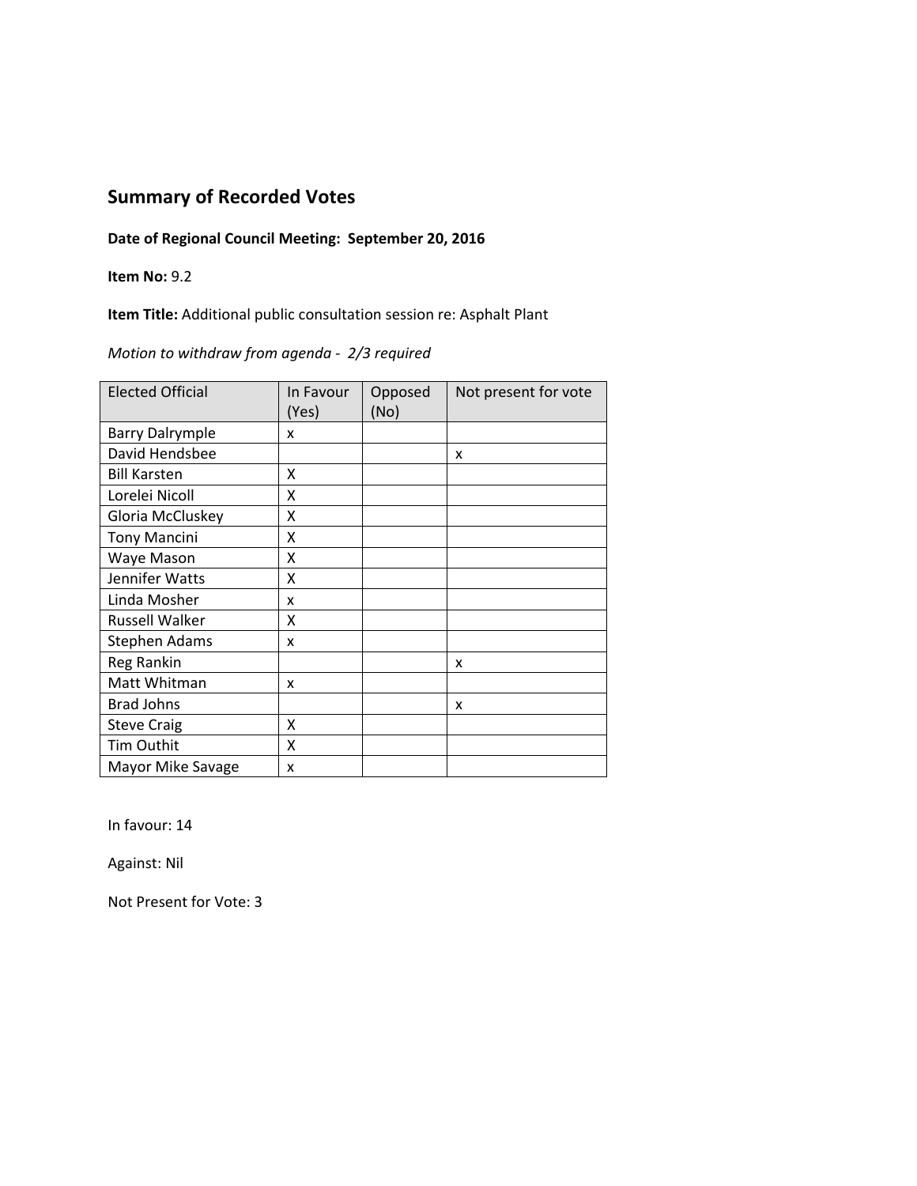## Summary of Recorded Votes

**Date of Regional Council Meeting: September 20, 2016**

**Item No:** 9.2

**Item Title:** Additional public consultation session re: Asphalt Plant

*Motion to withdraw from agenda - 2/3 required*

| Elected Official | In Favour (Yes) | Opposed (No) | Not present for vote |
|---|---|---|---|
| Barry Dalrymple | x | | |
| David Hendsbee | | | x |
| Bill Karsten | X | | |
| Lorelei Nicoll | X | | |
| Gloria McCluskey | X | | |
| Tony Mancini | X | | |
| Waye Mason | X | | |
| Jennifer Watts | X | | |
| Linda Mosher | x | | |
| Russell Walker | X | | |
| Stephen Adams | x | | |
| Reg Rankin | | | x |
| Matt Whitman | x | | |
| Brad Johns | | | x |
| Steve Craig | X | | |
| Tim Outhit | X | | |
| Mayor Mike Savage | x | | |

In favour: 14

Against: Nil

Not Present for Vote: 3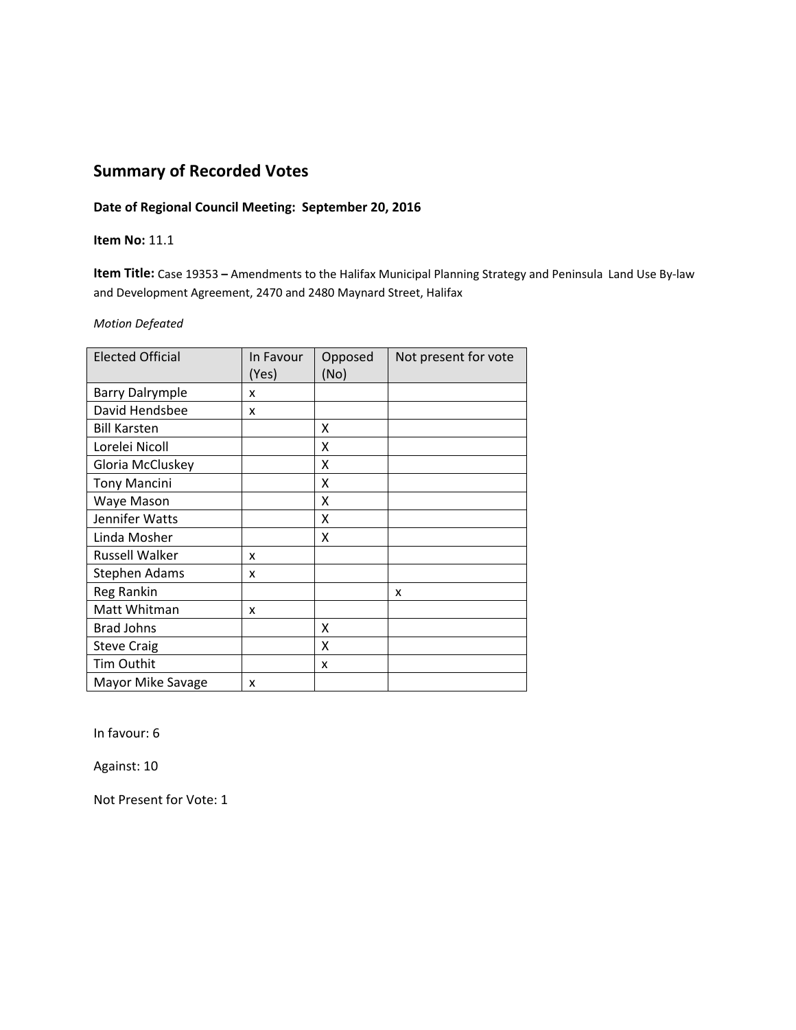## Summary of Recorded Votes

**Date of Regional Council Meeting: September 20, 2016**

**Item No:** 11.1

**Item Title:** Case 19353 **–** Amendments to the Halifax Municipal Planning Strategy and Peninsula Land Use By-law and Development Agreement, 2470 and 2480 Maynard Street, Halifax

*Motion Defeated*

| Elected Official | In Favour (Yes) | Opposed (No) | Not present for vote |
| --- | --- | --- | --- |
| Barry Dalrymple | x | | |
| David Hendsbee | x | | |
| Bill Karsten | | X | |
| Lorelei Nicoll | | X | |
| Gloria McCluskey | | X | |
| Tony Mancini | | X | |
| Waye Mason | | X | |
| Jennifer Watts | | X | |
| Linda Mosher | | X | |
| Russell Walker | x | | |
| Stephen Adams | x | | |
| Reg Rankin | | | x |
| Matt Whitman | x | | |
| Brad Johns | | X | |
| Steve Craig | | X | |
| Tim Outhit | | x | |
| Mayor Mike Savage | x | | |

In favour: 6

Against: 10

Not Present for Vote: 1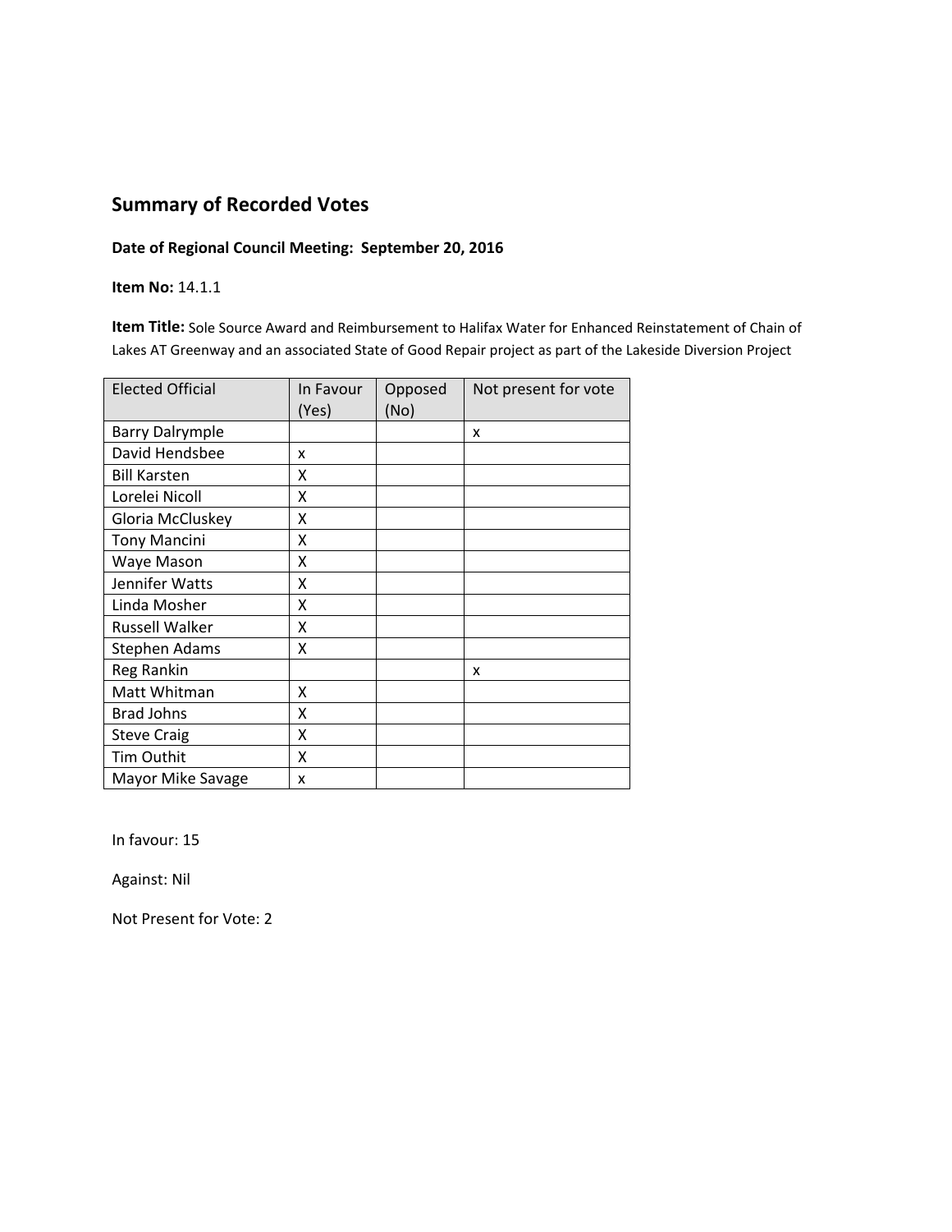## Summary of Recorded Votes

**Date of Regional Council Meeting: September 20, 2016**

**Item No:** 14.1.1

**Item Title:** Sole Source Award and Reimbursement to Halifax Water for Enhanced Reinstatement of Chain of Lakes AT Greenway and an associated State of Good Repair project as part of the Lakeside Diversion Project

| Elected Official | In Favour (Yes) | Opposed (No) | Not present for vote |
|---|---|---|---|
| Barry Dalrymple | | | x |
| David Hendsbee | x | | |
| Bill Karsten | X | | |
| Lorelei Nicoll | X | | |
| Gloria McCluskey | X | | |
| Tony Mancini | X | | |
| Waye Mason | X | | |
| Jennifer Watts | X | | |
| Linda Mosher | X | | |
| Russell Walker | X | | |
| Stephen Adams | X | | |
| Reg Rankin | | | x |
| Matt Whitman | X | | |
| Brad Johns | X | | |
| Steve Craig | X | | |
| Tim Outhit | X | | |
| Mayor Mike Savage | x | | |

In favour: 15

Against: Nil

Not Present for Vote: 2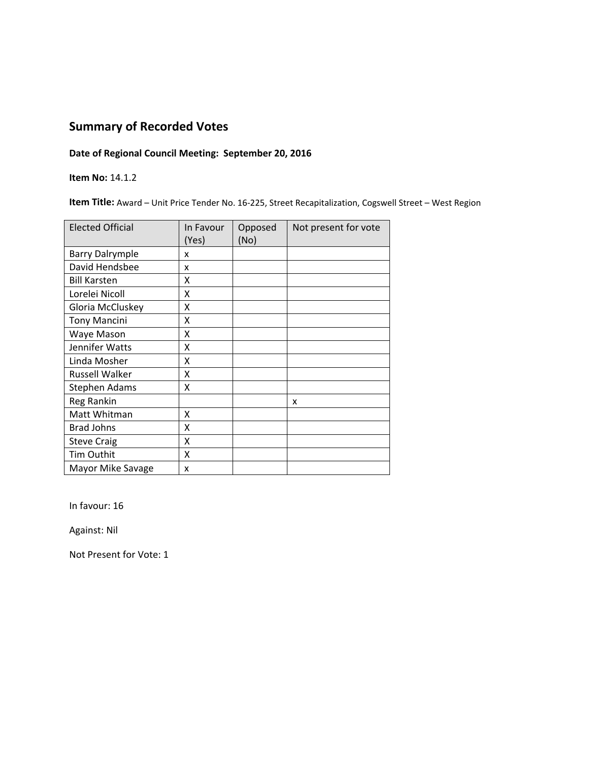## Summary of Recorded Votes

**Date of Regional Council Meeting: September 20, 2016**

**Item No:** 14.1.2

**Item Title:** Award – Unit Price Tender No. 16-225, Street Recapitalization, Cogswell Street – West Region

| Elected Official | In Favour (Yes) | Opposed (No) | Not present for vote |
|---|---|---|---|
| Barry Dalrymple | x | | |
| David Hendsbee | x | | |
| Bill Karsten | X | | |
| Lorelei Nicoll | X | | |
| Gloria McCluskey | X | | |
| Tony Mancini | X | | |
| Waye Mason | X | | |
| Jennifer Watts | X | | |
| Linda Mosher | X | | |
| Russell Walker | X | | |
| Stephen Adams | X | | |
| Reg Rankin | | | x |
| Matt Whitman | X | | |
| Brad Johns | X | | |
| Steve Craig | X | | |
| Tim Outhit | X | | |
| Mayor Mike Savage | x | | |

In favour: 16

Against: Nil

Not Present for Vote: 1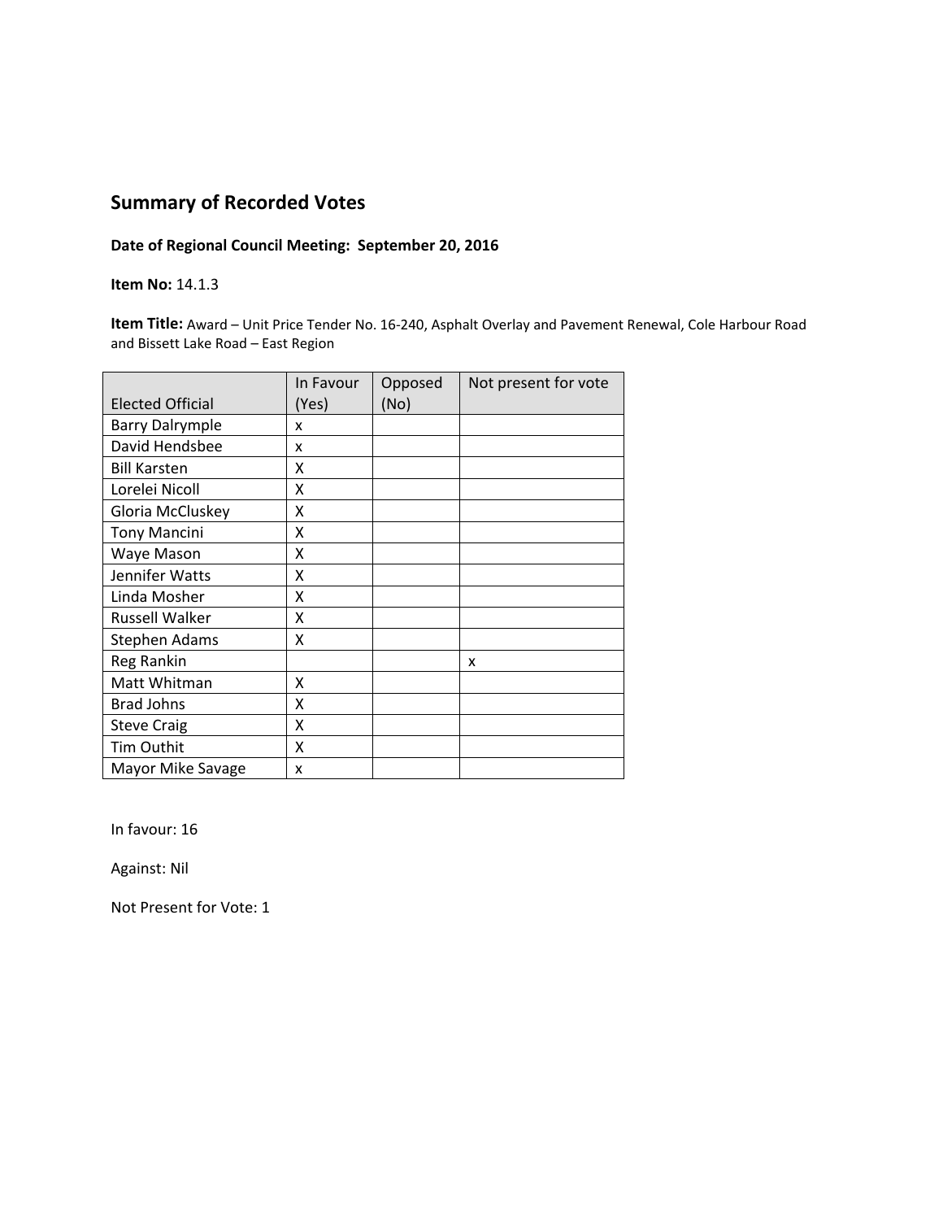## Summary of Recorded Votes

**Date of Regional Council Meeting: September 20, 2016**

**Item No:** 14.1.3

**Item Title:** Award – Unit Price Tender No. 16-240, Asphalt Overlay and Pavement Renewal, Cole Harbour Road and Bissett Lake Road – East Region

| Elected Official | In Favour (Yes) | Opposed (No) | Not present for vote |
|---|---|---|---|
| Barry Dalrymple | x | | |
| David Hendsbee | x | | |
| Bill Karsten | X | | |
| Lorelei Nicoll | X | | |
| Gloria McCluskey | X | | |
| Tony Mancini | X | | |
| Waye Mason | X | | |
| Jennifer Watts | X | | |
| Linda Mosher | X | | |
| Russell Walker | X | | |
| Stephen Adams | X | | |
| Reg Rankin | | | x |
| Matt Whitman | X | | |
| Brad Johns | X | | |
| Steve Craig | X | | |
| Tim Outhit | X | | |
| Mayor Mike Savage | x | | |

In favour: 16

Against: Nil

Not Present for Vote: 1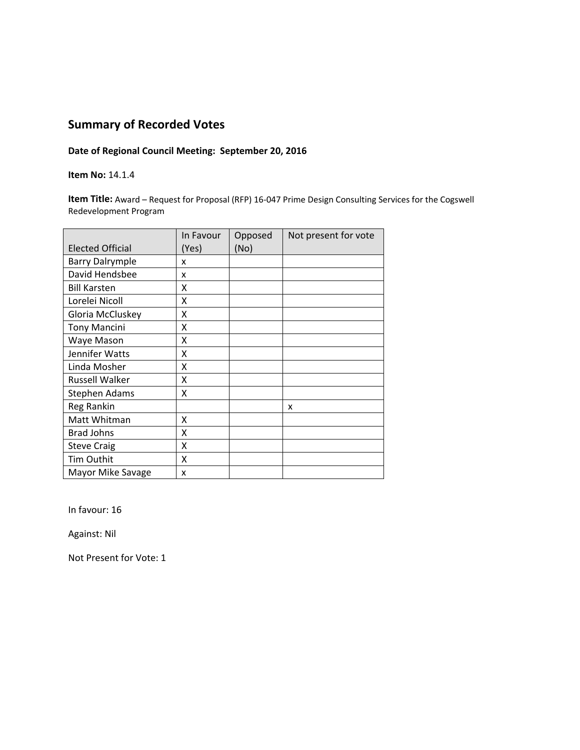## Summary of Recorded Votes

**Date of Regional Council Meeting: September 20, 2016**

**Item No:** 14.1.4

**Item Title:** Award – Request for Proposal (RFP) 16-047 Prime Design Consulting Services for the Cogswell Redevelopment Program

| Elected Official | In Favour (Yes) | Opposed (No) | Not present for vote |
|---|---|---|---|
| Barry Dalrymple | x | | |
| David Hendsbee | x | | |
| Bill Karsten | X | | |
| Lorelei Nicoll | X | | |
| Gloria McCluskey | X | | |
| Tony Mancini | X | | |
| Waye Mason | X | | |
| Jennifer Watts | X | | |
| Linda Mosher | X | | |
| Russell Walker | X | | |
| Stephen Adams | X | | |
| Reg Rankin | | | x |
| Matt Whitman | X | | |
| Brad Johns | X | | |
| Steve Craig | X | | |
| Tim Outhit | X | | |
| Mayor Mike Savage | x | | |

In favour: 16

Against: Nil

Not Present for Vote: 1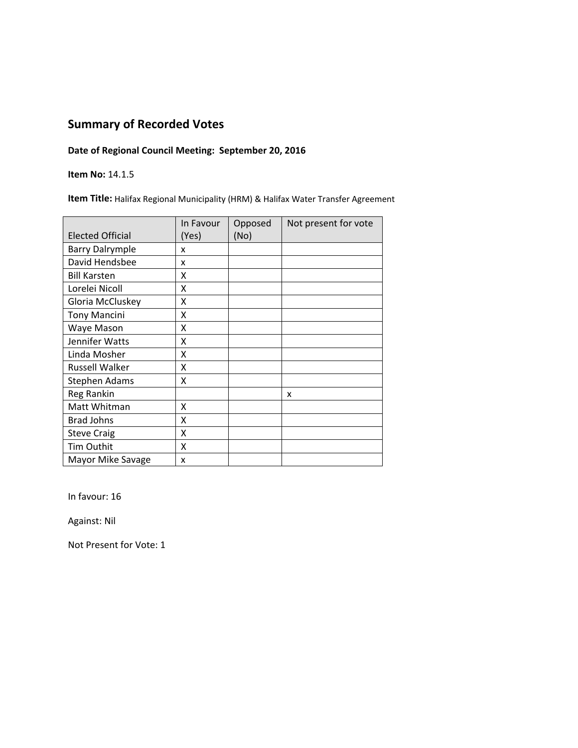## Summary of Recorded Votes

**Date of Regional Council Meeting: September 20, 2016**

**Item No:** 14.1.5

**Item Title:** Halifax Regional Municipality (HRM) & Halifax Water Transfer Agreement

| Elected Official | In Favour (Yes) | Opposed (No) | Not present for vote |
|---|---|---|---|
| Barry Dalrymple | x | | |
| David Hendsbee | x | | |
| Bill Karsten | X | | |
| Lorelei Nicoll | X | | |
| Gloria McCluskey | X | | |
| Tony Mancini | X | | |
| Waye Mason | X | | |
| Jennifer Watts | X | | |
| Linda Mosher | X | | |
| Russell Walker | X | | |
| Stephen Adams | X | | |
| Reg Rankin | | | x |
| Matt Whitman | X | | |
| Brad Johns | X | | |
| Steve Craig | X | | |
| Tim Outhit | X | | |
| Mayor Mike Savage | x | | |

In favour: 16

Against: Nil

Not Present for Vote: 1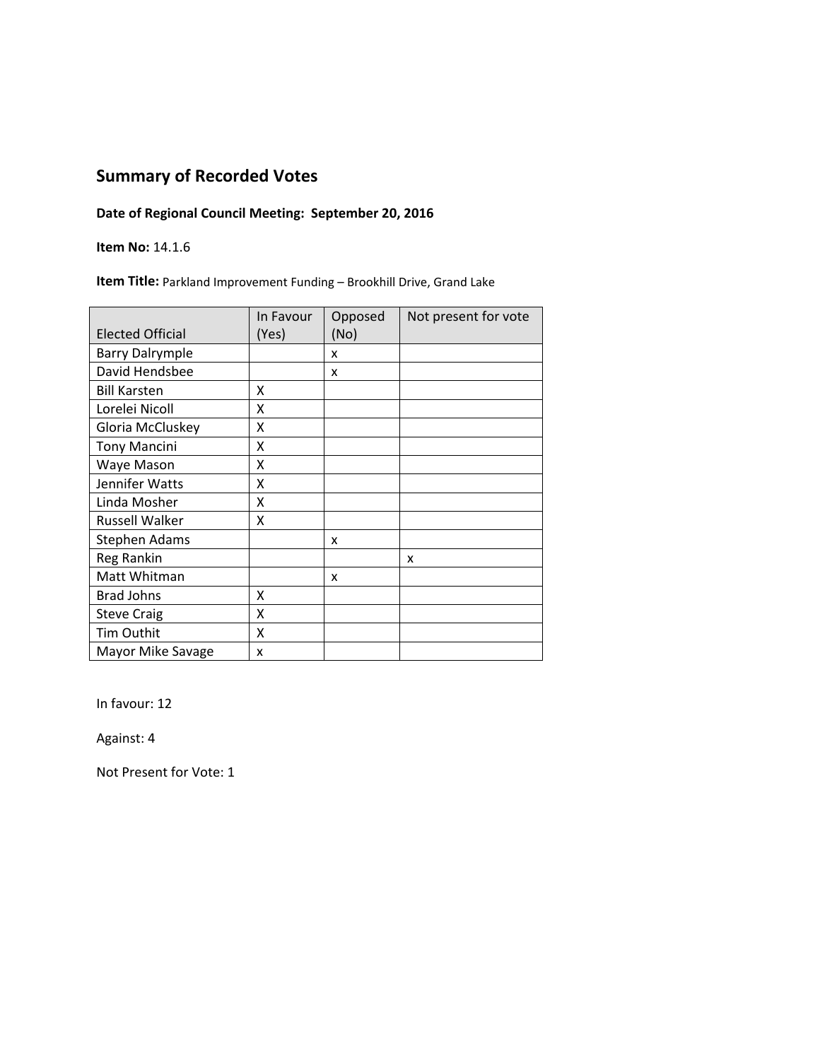## Summary of Recorded Votes

**Date of Regional Council Meeting: September 20, 2016**

**Item No:** 14.1.6

**Item Title:** Parkland Improvement Funding – Brookhill Drive, Grand Lake

| Elected Official | In Favour (Yes) | Opposed (No) | Not present for vote |
|---|---|---|---|
| Barry Dalrymple | | x | |
| David Hendsbee | | x | |
| Bill Karsten | X | | |
| Lorelei Nicoll | X | | |
| Gloria McCluskey | X | | |
| Tony Mancini | X | | |
| Waye Mason | X | | |
| Jennifer Watts | X | | |
| Linda Mosher | X | | |
| Russell Walker | X | | |
| Stephen Adams | | x | |
| Reg Rankin | | | x |
| Matt Whitman | | x | |
| Brad Johns | X | | |
| Steve Craig | X | | |
| Tim Outhit | X | | |
| Mayor Mike Savage | x | | |

In favour: 12

Against: 4

Not Present for Vote: 1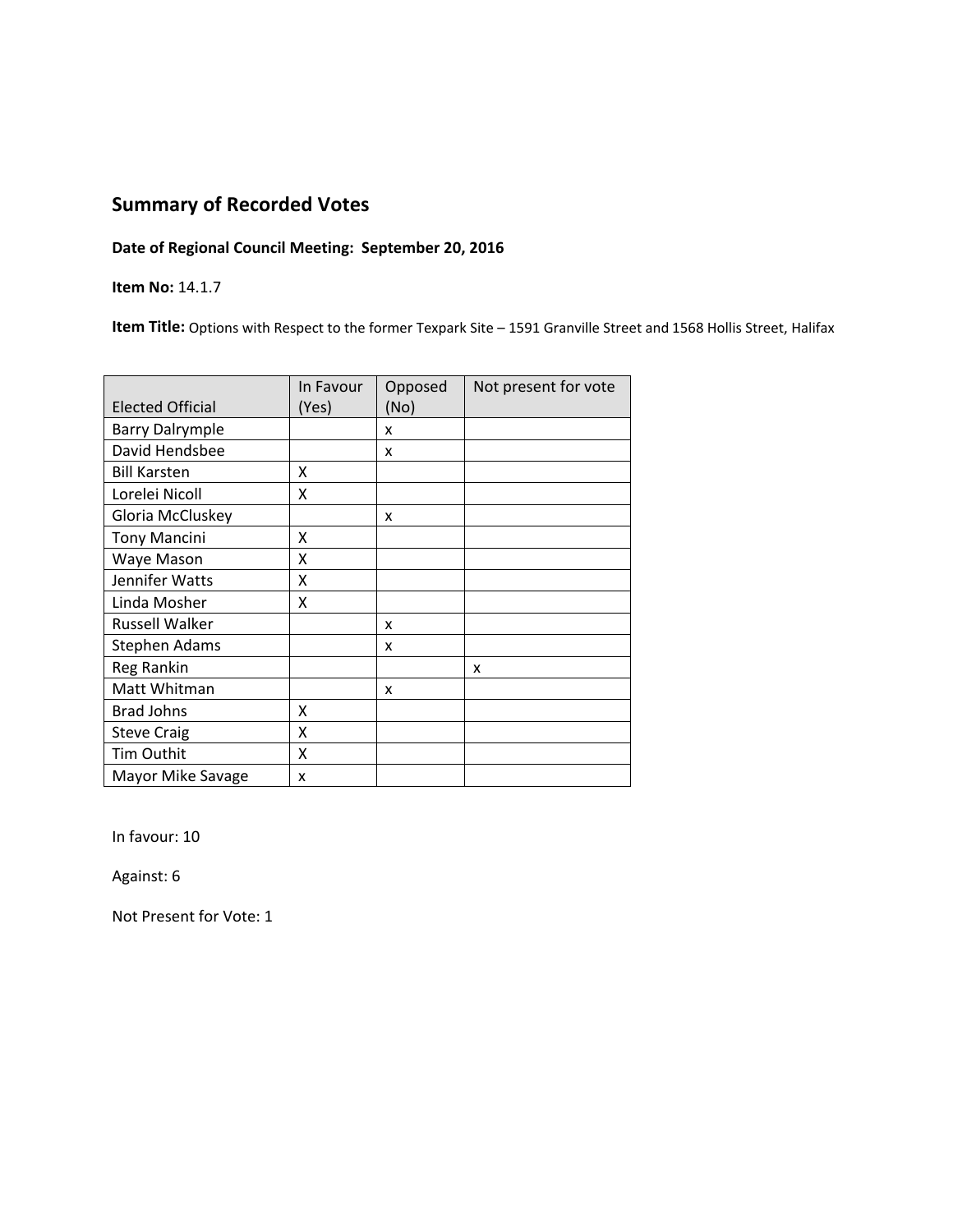# Summary of Recorded Votes

**Date of Regional Council Meeting: September 20, 2016**

**Item No:** 14.1.7

**Item Title:** Options with Respect to the former Texpark Site – 1591 Granville Street and 1568 Hollis Street, Halifax

| Elected Official | In Favour (Yes) | Opposed (No) | Not present for vote |
|---|---|---|---|
| Barry Dalrymple | | x | |
| David Hendsbee | | x | |
| Bill Karsten | X | | |
| Lorelei Nicoll | X | | |
| Gloria McCluskey | | x | |
| Tony Mancini | X | | |
| Waye Mason | X | | |
| Jennifer Watts | X | | |
| Linda Mosher | X | | |
| Russell Walker | | x | |
| Stephen Adams | | x | |
| Reg Rankin | | | x |
| Matt Whitman | | x | |
| Brad Johns | X | | |
| Steve Craig | X | | |
| Tim Outhit | X | | |
| Mayor Mike Savage | x | | |

In favour: 10

Against: 6

Not Present for Vote: 1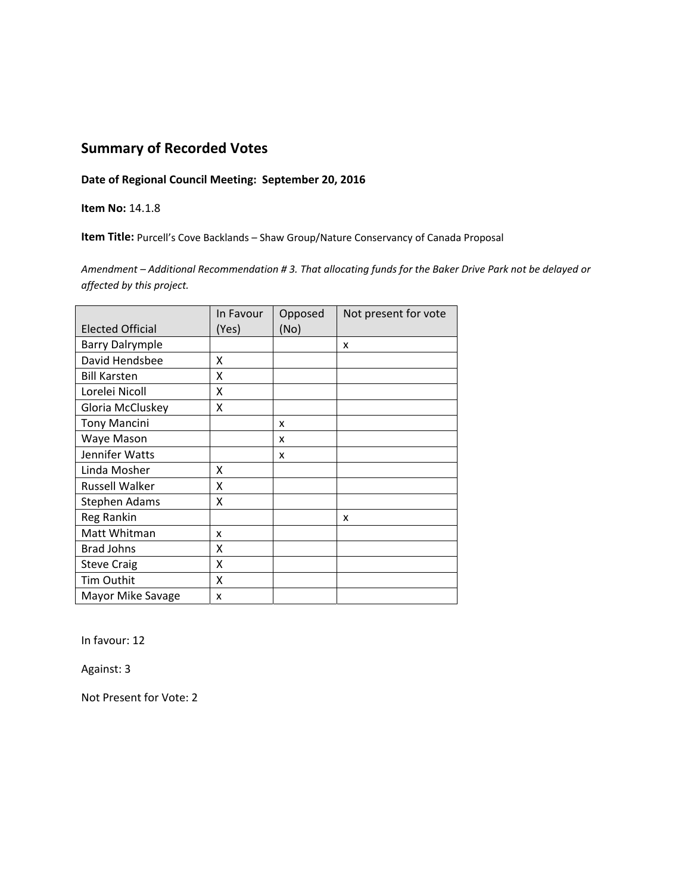## Summary of Recorded Votes

**Date of Regional Council Meeting: September 20, 2016**

**Item No:** 14.1.8

**Item Title:** Purcell's Cove Backlands – Shaw Group/Nature Conservancy of Canada Proposal

*Amendment – Additional Recommendation # 3. That allocating funds for the Baker Drive Park not be delayed or affected by this project.*

| Elected Official | In Favour (Yes) | Opposed (No) | Not present for vote |
|---|---|---|---|
| Barry Dalrymple | | | x |
| David Hendsbee | X | | |
| Bill Karsten | X | | |
| Lorelei Nicoll | X | | |
| Gloria McCluskey | X | | |
| Tony Mancini | | x | |
| Waye Mason | | x | |
| Jennifer Watts | | x | |
| Linda Mosher | X | | |
| Russell Walker | X | | |
| Stephen Adams | X | | |
| Reg Rankin | | | x |
| Matt Whitman | x | | |
| Brad Johns | X | | |
| Steve Craig | X | | |
| Tim Outhit | X | | |
| Mayor Mike Savage | x | | |

In favour: 12

Against: 3

Not Present for Vote: 2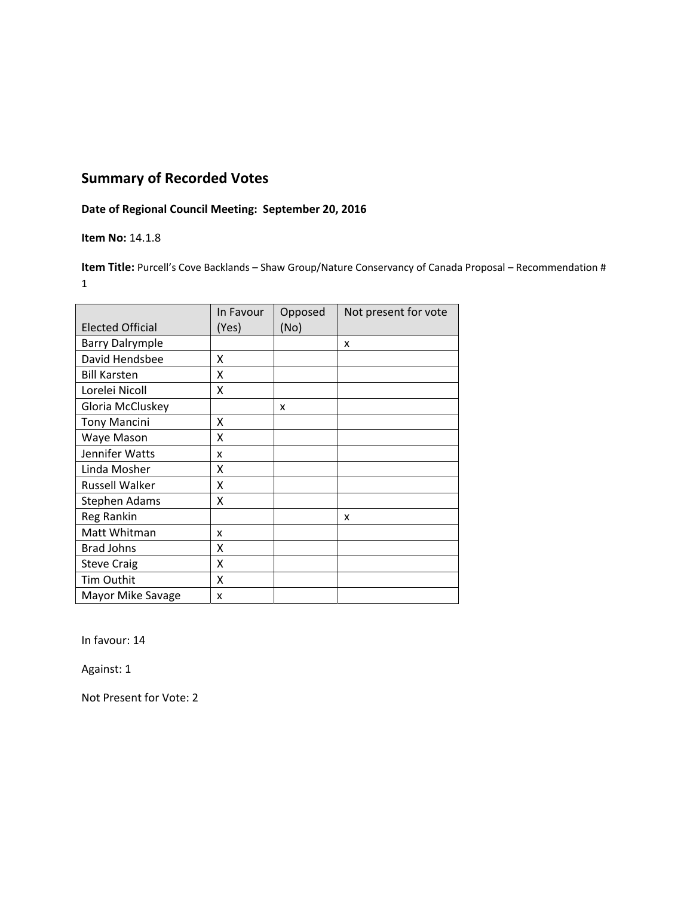## Summary of Recorded Votes

**Date of Regional Council Meeting: September 20, 2016**

**Item No:** 14.1.8

**Item Title:** Purcell's Cove Backlands – Shaw Group/Nature Conservancy of Canada Proposal – Recommendation # 1

| Elected Official | In Favour (Yes) | Opposed (No) | Not present for vote |
|---|---|---|---|
| Barry Dalrymple | | | x |
| David Hendsbee | X | | |
| Bill Karsten | X | | |
| Lorelei Nicoll | X | | |
| Gloria McCluskey | | x | |
| Tony Mancini | X | | |
| Waye Mason | X | | |
| Jennifer Watts | x | | |
| Linda Mosher | X | | |
| Russell Walker | X | | |
| Stephen Adams | X | | |
| Reg Rankin | | | x |
| Matt Whitman | x | | |
| Brad Johns | X | | |
| Steve Craig | X | | |
| Tim Outhit | X | | |
| Mayor Mike Savage | x | | |

In favour: 14

Against: 1

Not Present for Vote: 2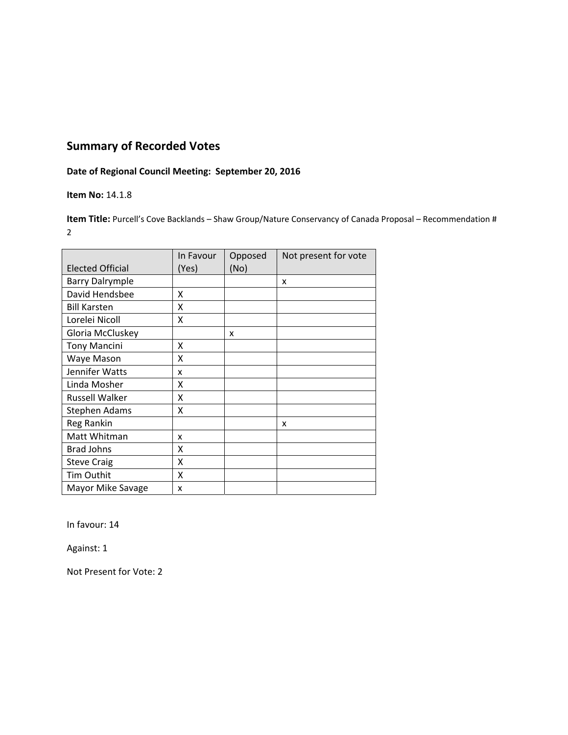## Summary of Recorded Votes

**Date of Regional Council Meeting: September 20, 2016**

**Item No:** 14.1.8

**Item Title:** Purcell's Cove Backlands – Shaw Group/Nature Conservancy of Canada Proposal – Recommendation # 2

| Elected Official | In Favour (Yes) | Opposed (No) | Not present for vote |
|---|---|---|---|
| Barry Dalrymple | | | x |
| David Hendsbee | X | | |
| Bill Karsten | X | | |
| Lorelei Nicoll | X | | |
| Gloria McCluskey | | x | |
| Tony Mancini | X | | |
| Waye Mason | X | | |
| Jennifer Watts | x | | |
| Linda Mosher | X | | |
| Russell Walker | X | | |
| Stephen Adams | X | | |
| Reg Rankin | | | x |
| Matt Whitman | x | | |
| Brad Johns | X | | |
| Steve Craig | X | | |
| Tim Outhit | X | | |
| Mayor Mike Savage | x | | |

In favour: 14

Against: 1

Not Present for Vote: 2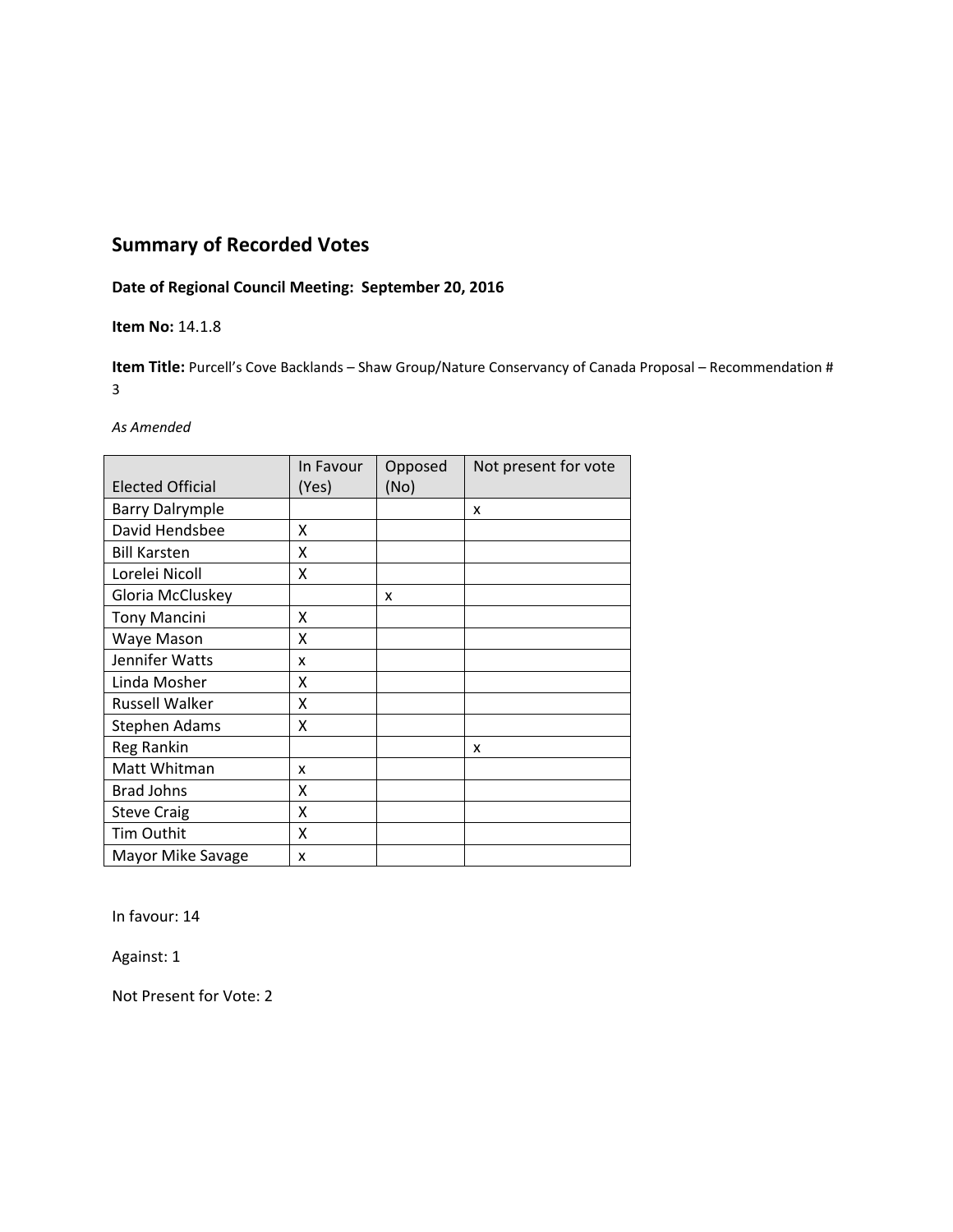## Summary of Recorded Votes

**Date of Regional Council Meeting: September 20, 2016**

**Item No:** 14.1.8

**Item Title:** Purcell's Cove Backlands – Shaw Group/Nature Conservancy of Canada Proposal – Recommendation # 3

*As Amended*

| Elected Official | In Favour (Yes) | Opposed (No) | Not present for vote |
|---|---|---|---|
| Barry Dalrymple | | | x |
| David Hendsbee | X | | |
| Bill Karsten | X | | |
| Lorelei Nicoll | X | | |
| Gloria McCluskey | | x | |
| Tony Mancini | X | | |
| Waye Mason | X | | |
| Jennifer Watts | x | | |
| Linda Mosher | X | | |
| Russell Walker | X | | |
| Stephen Adams | X | | |
| Reg Rankin | | | x |
| Matt Whitman | x | | |
| Brad Johns | X | | |
| Steve Craig | X | | |
| Tim Outhit | X | | |
| Mayor Mike Savage | x | | |

In favour: 14

Against: 1

Not Present for Vote: 2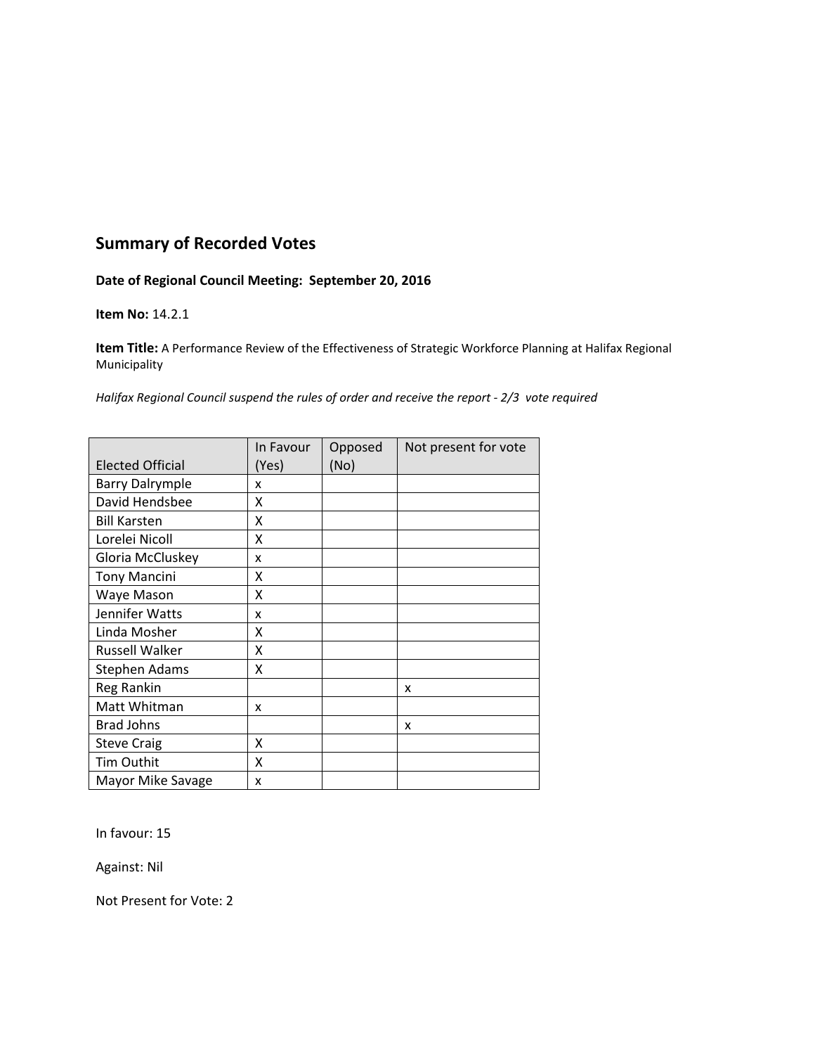## Summary of Recorded Votes

**Date of Regional Council Meeting: September 20, 2016**

**Item No:** 14.2.1

**Item Title:** A Performance Review of the Effectiveness of Strategic Workforce Planning at Halifax Regional Municipality

*Halifax Regional Council suspend the rules of order and receive the report - 2/3 vote required*

| Elected Official | In Favour (Yes) | Opposed (No) | Not present for vote |
|---|---|---|---|
| Barry Dalrymple | x | | |
| David Hendsbee | X | | |
| Bill Karsten | X | | |
| Lorelei Nicoll | X | | |
| Gloria McCluskey | x | | |
| Tony Mancini | X | | |
| Waye Mason | X | | |
| Jennifer Watts | x | | |
| Linda Mosher | X | | |
| Russell Walker | X | | |
| Stephen Adams | X | | |
| Reg Rankin | | | x |
| Matt Whitman | x | | |
| Brad Johns | | | x |
| Steve Craig | X | | |
| Tim Outhit | X | | |
| Mayor Mike Savage | x | | |

In favour: 15

Against: Nil

Not Present for Vote: 2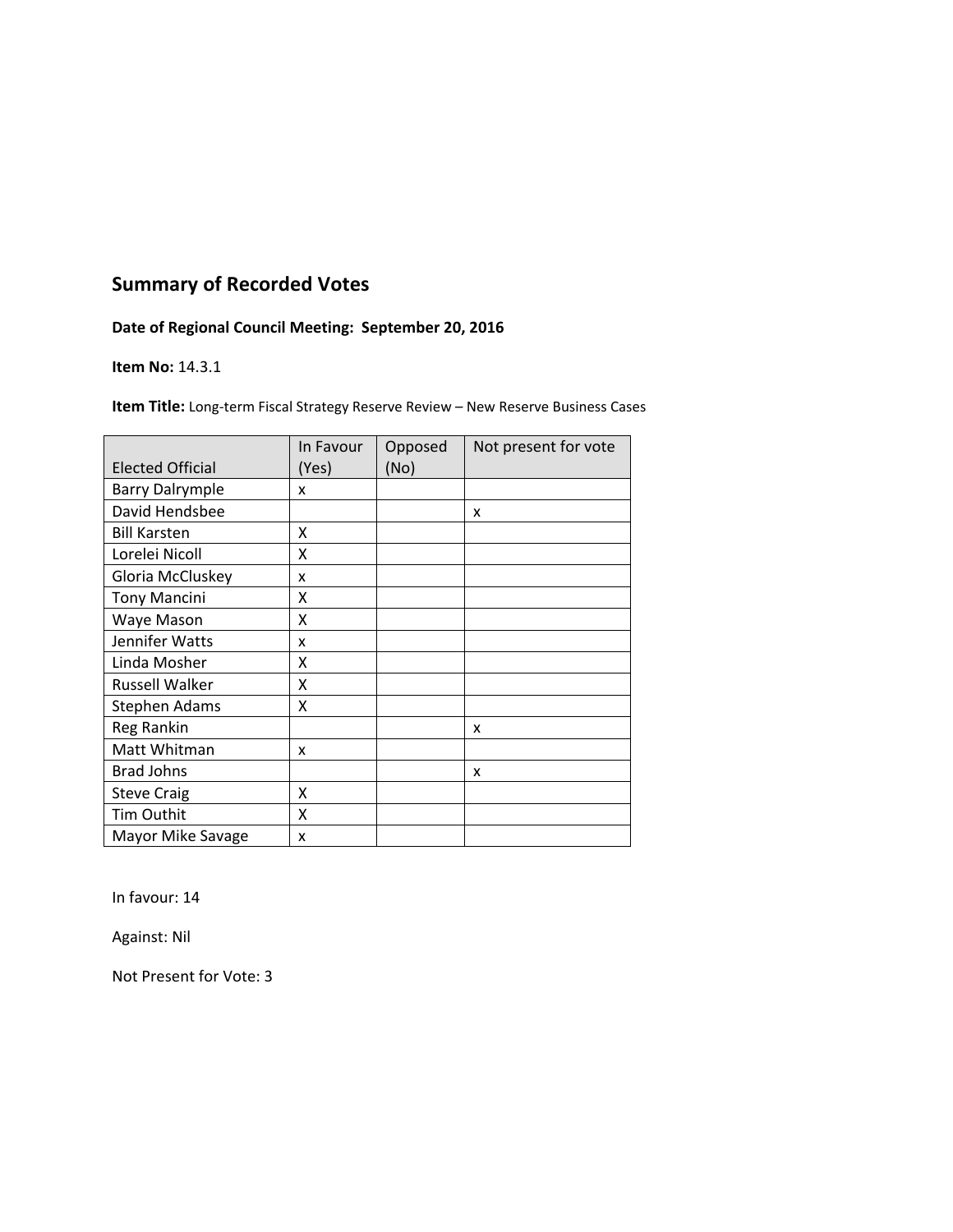## Summary of Recorded Votes

**Date of Regional Council Meeting: September 20, 2016**

**Item No:** 14.3.1

**Item Title:** Long-term Fiscal Strategy Reserve Review – New Reserve Business Cases

| Elected Official | In Favour (Yes) | Opposed (No) | Not present for vote |
|---|---|---|---|
| Barry Dalrymple | x | | |
| David Hendsbee | | | x |
| Bill Karsten | X | | |
| Lorelei Nicoll | X | | |
| Gloria McCluskey | x | | |
| Tony Mancini | X | | |
| Waye Mason | X | | |
| Jennifer Watts | x | | |
| Linda Mosher | X | | |
| Russell Walker | X | | |
| Stephen Adams | X | | |
| Reg Rankin | | | x |
| Matt Whitman | x | | |
| Brad Johns | | | x |
| Steve Craig | X | | |
| Tim Outhit | X | | |
| Mayor Mike Savage | x | | |

In favour: 14

Against: Nil

Not Present for Vote: 3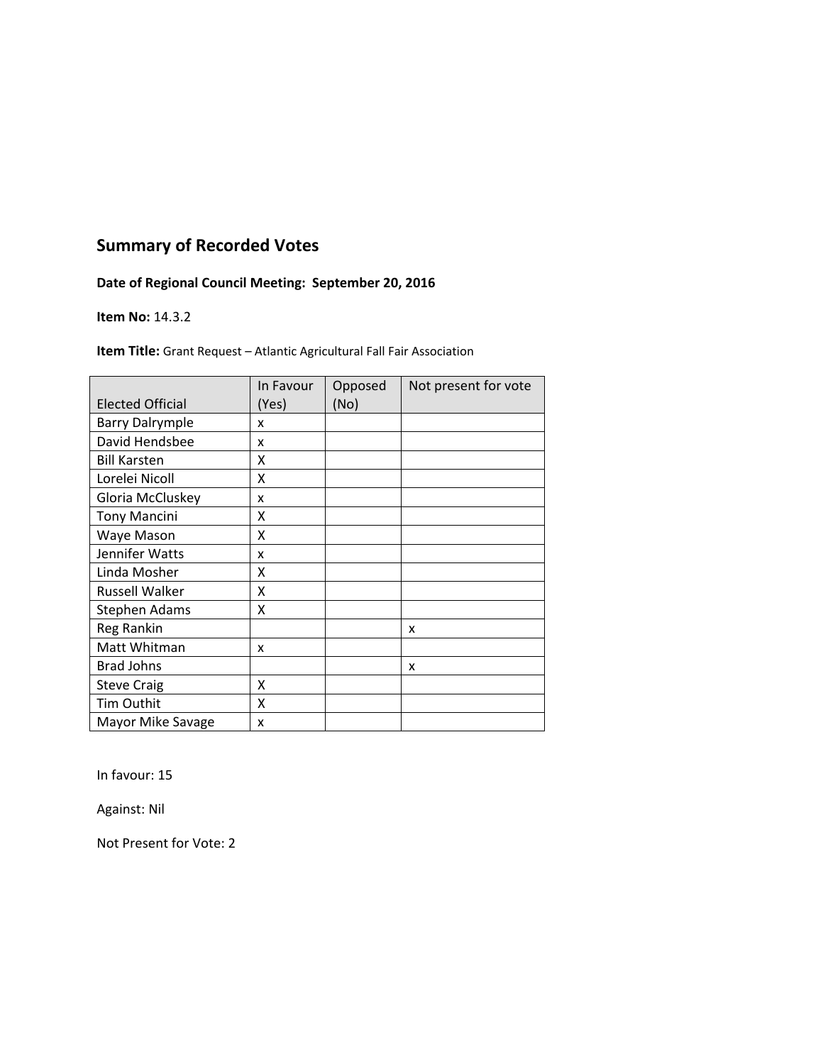## Summary of Recorded Votes

**Date of Regional Council Meeting: September 20, 2016**

**Item No:** 14.3.2

**Item Title:** Grant Request – Atlantic Agricultural Fall Fair Association

| Elected Official | In Favour (Yes) | Opposed (No) | Not present for vote |
|---|---|---|---|
| Barry Dalrymple | x | | |
| David Hendsbee | x | | |
| Bill Karsten | X | | |
| Lorelei Nicoll | X | | |
| Gloria McCluskey | x | | |
| Tony Mancini | X | | |
| Waye Mason | X | | |
| Jennifer Watts | x | | |
| Linda Mosher | X | | |
| Russell Walker | X | | |
| Stephen Adams | X | | |
| Reg Rankin | | | x |
| Matt Whitman | x | | |
| Brad Johns | | | x |
| Steve Craig | X | | |
| Tim Outhit | X | | |
| Mayor Mike Savage | x | | |

In favour: 15

Against: Nil

Not Present for Vote: 2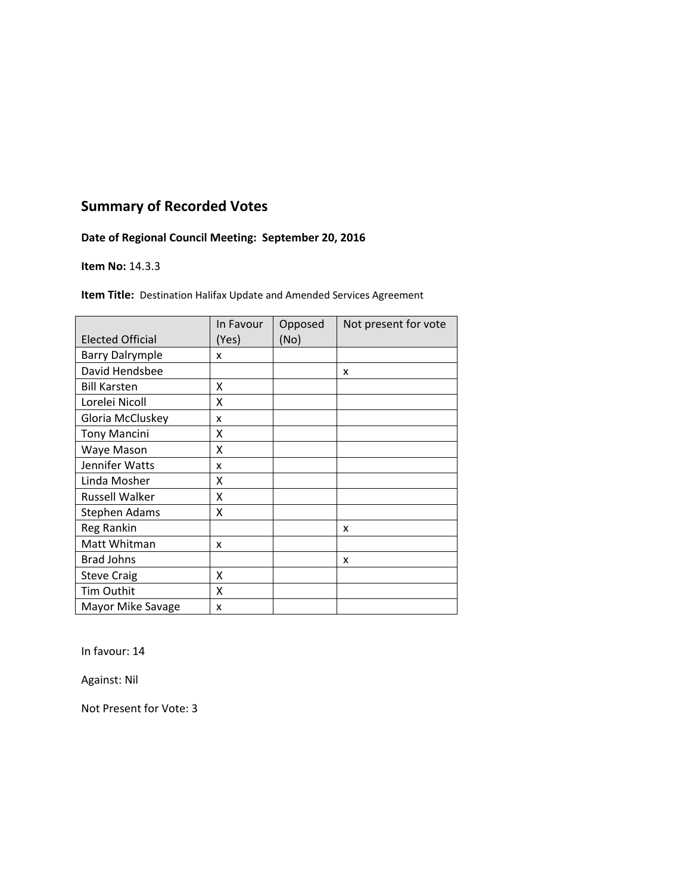## Summary of Recorded Votes

**Date of Regional Council Meeting: September 20, 2016**

**Item No:** 14.3.3

**Item Title:** Destination Halifax Update and Amended Services Agreement

| Elected Official | In Favour (Yes) | Opposed (No) | Not present for vote |
|---|---|---|---|
| Barry Dalrymple | x | | |
| David Hendsbee | | | x |
| Bill Karsten | X | | |
| Lorelei Nicoll | X | | |
| Gloria McCluskey | x | | |
| Tony Mancini | X | | |
| Waye Mason | X | | |
| Jennifer Watts | x | | |
| Linda Mosher | X | | |
| Russell Walker | X | | |
| Stephen Adams | X | | |
| Reg Rankin | | | x |
| Matt Whitman | x | | |
| Brad Johns | | | x |
| Steve Craig | X | | |
| Tim Outhit | X | | |
| Mayor Mike Savage | x | | |

In favour: 14

Against: Nil

Not Present for Vote: 3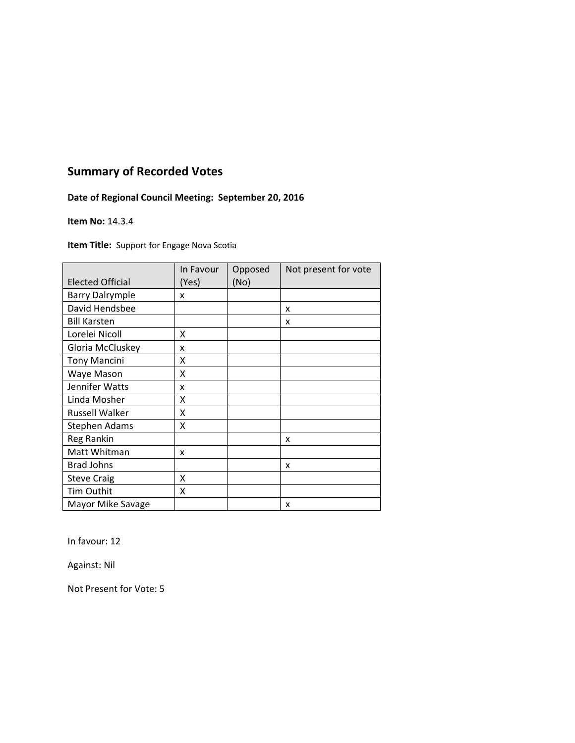## Summary of Recorded Votes

**Date of Regional Council Meeting: September 20, 2016**

**Item No:** 14.3.4

**Item Title:** Support for Engage Nova Scotia

| Elected Official | In Favour (Yes) | Opposed (No) | Not present for vote |
|---|---|---|---|
| Barry Dalrymple | x | | |
| David Hendsbee | | | x |
| Bill Karsten | | | x |
| Lorelei Nicoll | X | | |
| Gloria McCluskey | x | | |
| Tony Mancini | X | | |
| Waye Mason | X | | |
| Jennifer Watts | x | | |
| Linda Mosher | X | | |
| Russell Walker | X | | |
| Stephen Adams | X | | |
| Reg Rankin | | | x |
| Matt Whitman | x | | |
| Brad Johns | | | x |
| Steve Craig | X | | |
| Tim Outhit | X | | |
| Mayor Mike Savage | | | x |

In favour: 12

Against: Nil

Not Present for Vote: 5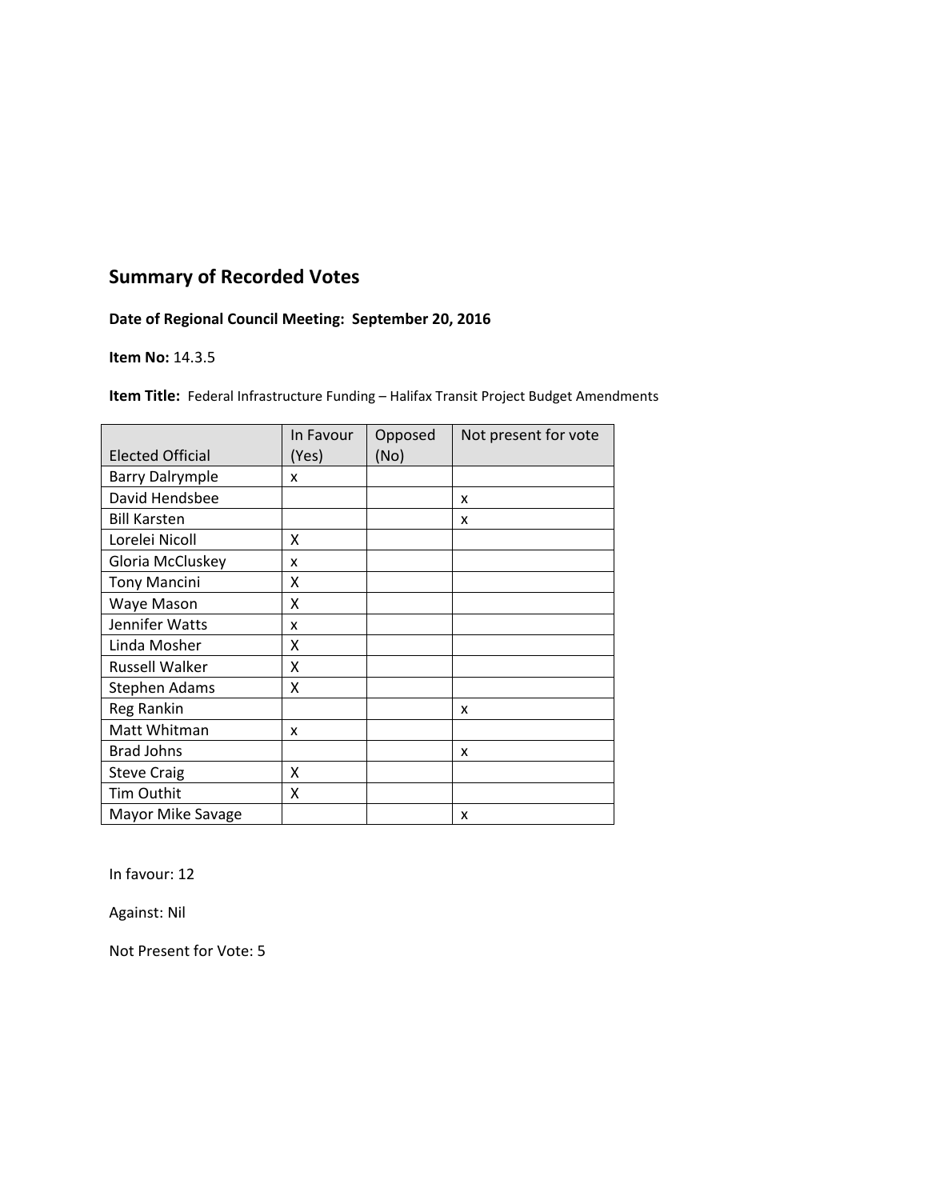## Summary of Recorded Votes

**Date of Regional Council Meeting: September 20, 2016**

**Item No:** 14.3.5

**Item Title:** Federal Infrastructure Funding – Halifax Transit Project Budget Amendments

| Elected Official | In Favour (Yes) | Opposed (No) | Not present for vote |
|---|---|---|---|
| Barry Dalrymple | x | | |
| David Hendsbee | | | x |
| Bill Karsten | | | x |
| Lorelei Nicoll | X | | |
| Gloria McCluskey | x | | |
| Tony Mancini | X | | |
| Waye Mason | X | | |
| Jennifer Watts | x | | |
| Linda Mosher | X | | |
| Russell Walker | X | | |
| Stephen Adams | X | | |
| Reg Rankin | | | x |
| Matt Whitman | x | | |
| Brad Johns | | | x |
| Steve Craig | X | | |
| Tim Outhit | X | | |
| Mayor Mike Savage | | | x |

In favour: 12

Against: Nil

Not Present for Vote: 5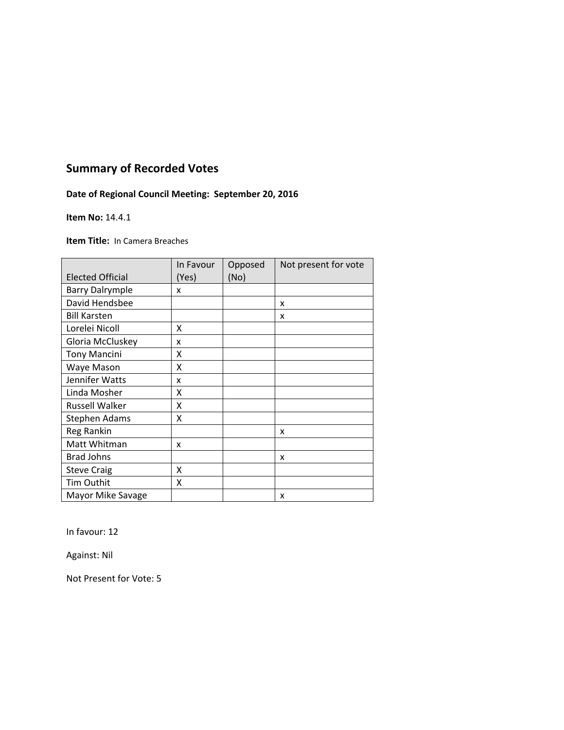## Summary of Recorded Votes

**Date of Regional Council Meeting: September 20, 2016**

**Item No:** 14.4.1

**Item Title:** In Camera Breaches

| Elected Official | In Favour (Yes) | Opposed (No) | Not present for vote |
|---|---|---|---|
| Barry Dalrymple | x | | |
| David Hendsbee | | | x |
| Bill Karsten | | | x |
| Lorelei Nicoll | X | | |
| Gloria McCluskey | x | | |
| Tony Mancini | X | | |
| Waye Mason | X | | |
| Jennifer Watts | x | | |
| Linda Mosher | X | | |
| Russell Walker | X | | |
| Stephen Adams | X | | |
| Reg Rankin | | | x |
| Matt Whitman | x | | |
| Brad Johns | | | x |
| Steve Craig | X | | |
| Tim Outhit | X | | |
| Mayor Mike Savage | | | x |

In favour: 12

Against: Nil

Not Present for Vote: 5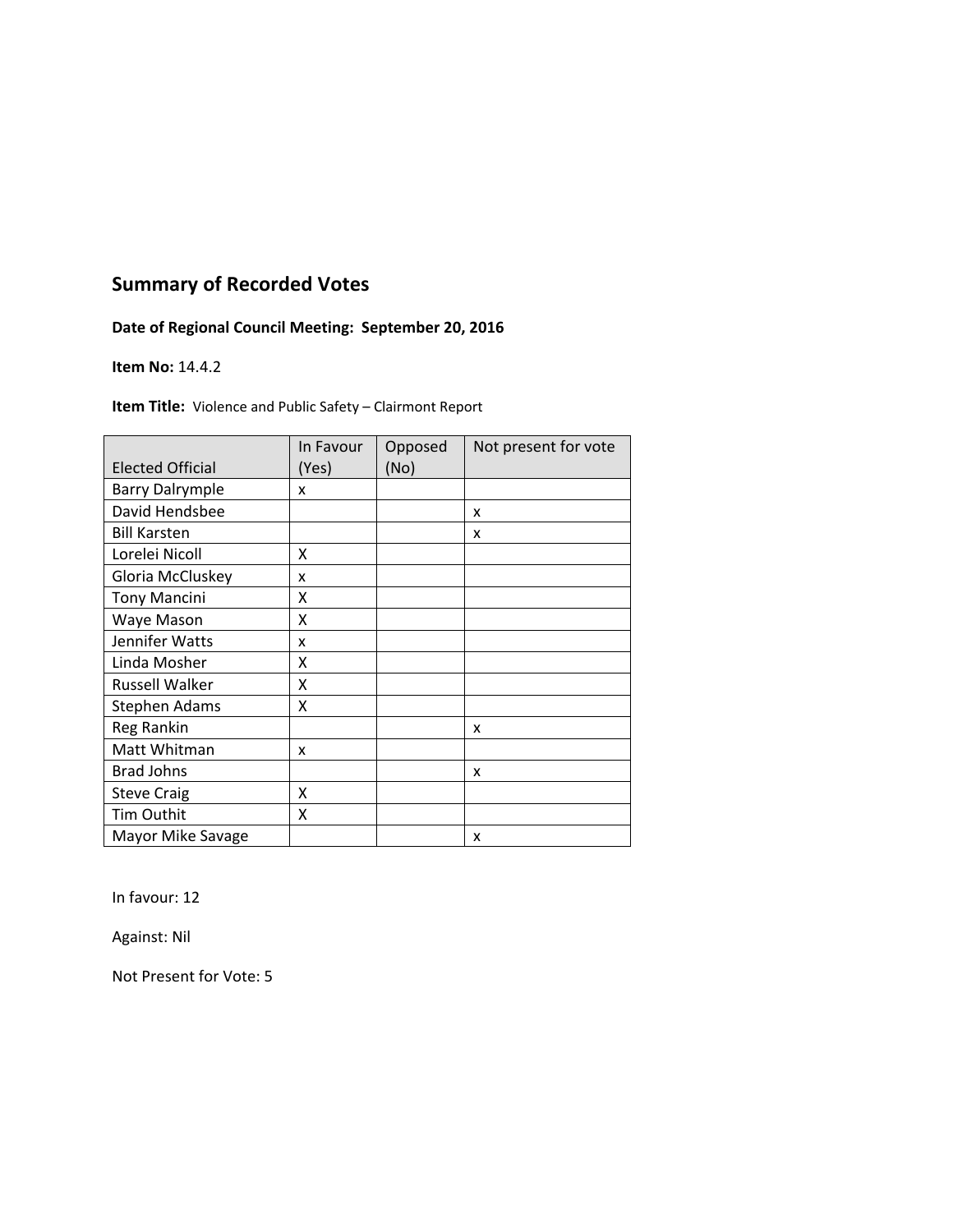## Summary of Recorded Votes

**Date of Regional Council Meeting: September 20, 2016**

**Item No:** 14.4.2

**Item Title:** Violence and Public Safety – Clairmont Report

| Elected Official | In Favour (Yes) | Opposed (No) | Not present for vote |
|---|---|---|---|
| Barry Dalrymple | x | | |
| David Hendsbee | | | x |
| Bill Karsten | | | x |
| Lorelei Nicoll | X | | |
| Gloria McCluskey | x | | |
| Tony Mancini | X | | |
| Waye Mason | X | | |
| Jennifer Watts | x | | |
| Linda Mosher | X | | |
| Russell Walker | X | | |
| Stephen Adams | X | | |
| Reg Rankin | | | x |
| Matt Whitman | x | | |
| Brad Johns | | | x |
| Steve Craig | X | | |
| Tim Outhit | X | | |
| Mayor Mike Savage | | | x |

In favour: 12

Against: Nil

Not Present for Vote: 5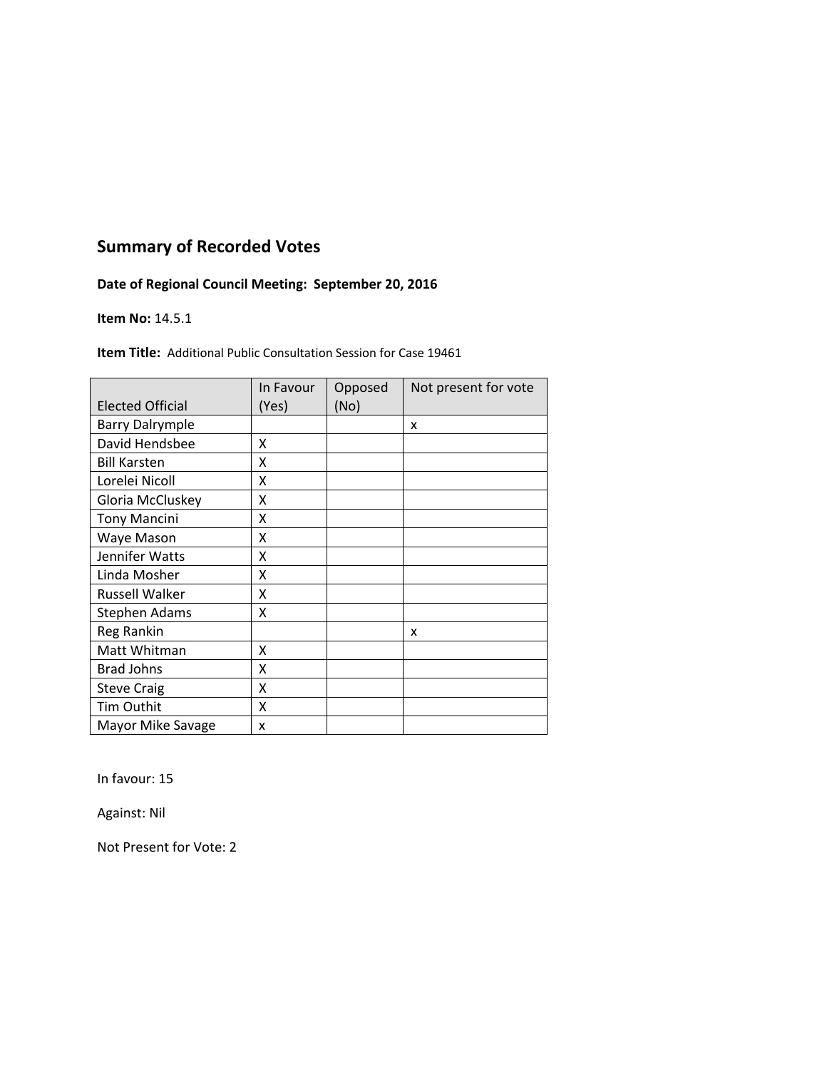## Summary of Recorded Votes

**Date of Regional Council Meeting: September 20, 2016**

**Item No:** 14.5.1

**Item Title:** Additional Public Consultation Session for Case 19461

| Elected Official | In Favour (Yes) | Opposed (No) | Not present for vote |
|---|---|---|---|
| Barry Dalrymple | | | x |
| David Hendsbee | X | | |
| Bill Karsten | X | | |
| Lorelei Nicoll | X | | |
| Gloria McCluskey | X | | |
| Tony Mancini | X | | |
| Waye Mason | X | | |
| Jennifer Watts | X | | |
| Linda Mosher | X | | |
| Russell Walker | X | | |
| Stephen Adams | X | | |
| Reg Rankin | | | x |
| Matt Whitman | X | | |
| Brad Johns | X | | |
| Steve Craig | X | | |
| Tim Outhit | X | | |
| Mayor Mike Savage | x | | |

In favour: 15

Against: Nil

Not Present for Vote: 2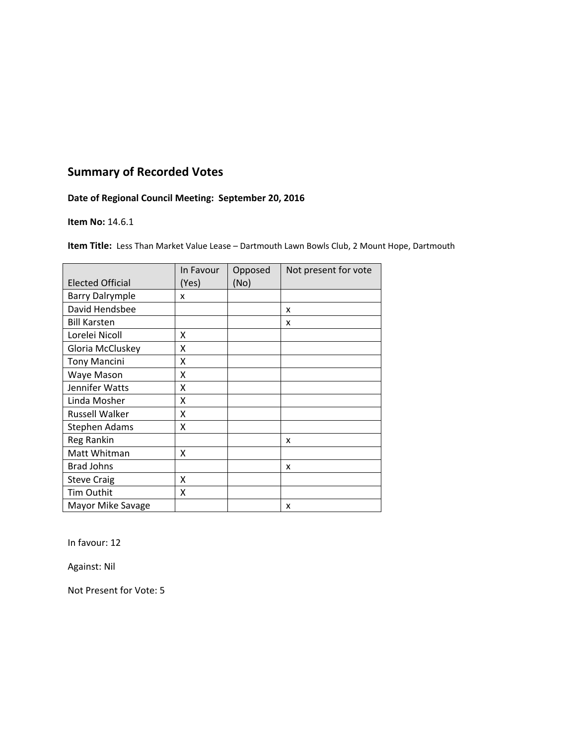## Summary of Recorded Votes

**Date of Regional Council Meeting: September 20, 2016**

**Item No:** 14.6.1

**Item Title:** Less Than Market Value Lease – Dartmouth Lawn Bowls Club, 2 Mount Hope, Dartmouth

| Elected Official | In Favour (Yes) | Opposed (No) | Not present for vote |
|---|---|---|---|
| Barry Dalrymple | x | | |
| David Hendsbee | | | x |
| Bill Karsten | | | x |
| Lorelei Nicoll | X | | |
| Gloria McCluskey | X | | |
| Tony Mancini | X | | |
| Waye Mason | X | | |
| Jennifer Watts | X | | |
| Linda Mosher | X | | |
| Russell Walker | X | | |
| Stephen Adams | X | | |
| Reg Rankin | | | x |
| Matt Whitman | X | | |
| Brad Johns | | | x |
| Steve Craig | X | | |
| Tim Outhit | X | | |
| Mayor Mike Savage | | | x |

In favour: 12

Against: Nil

Not Present for Vote: 5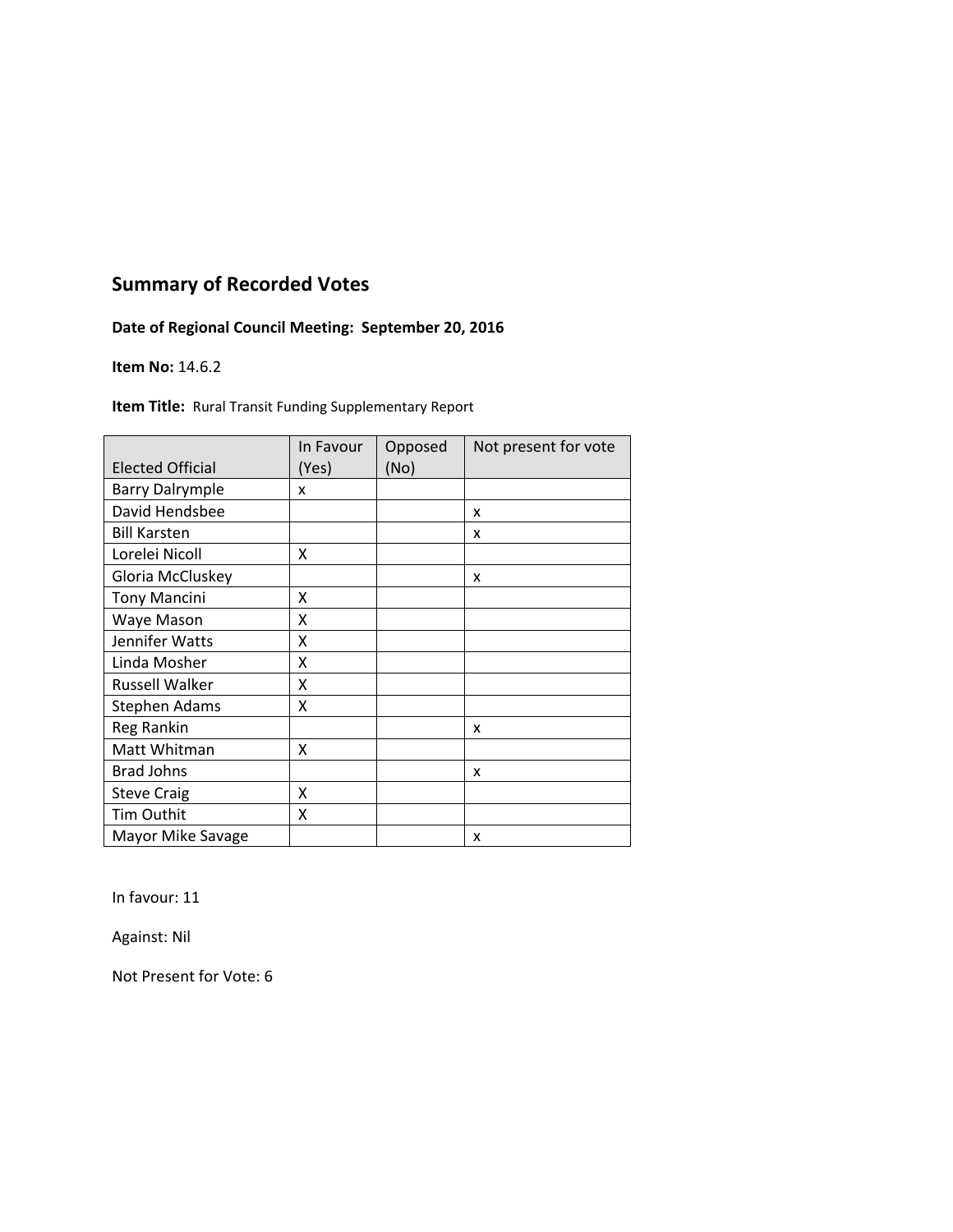## Summary of Recorded Votes

**Date of Regional Council Meeting: September 20, 2016**

**Item No:** 14.6.2

**Item Title:** Rural Transit Funding Supplementary Report

| Elected Official | In Favour (Yes) | Opposed (No) | Not present for vote |
|---|---|---|---|
| Barry Dalrymple | x | | |
| David Hendsbee | | | x |
| Bill Karsten | | | x |
| Lorelei Nicoll | X | | |
| Gloria McCluskey | | | x |
| Tony Mancini | X | | |
| Waye Mason | X | | |
| Jennifer Watts | X | | |
| Linda Mosher | X | | |
| Russell Walker | X | | |
| Stephen Adams | X | | |
| Reg Rankin | | | x |
| Matt Whitman | X | | |
| Brad Johns | | | x |
| Steve Craig | X | | |
| Tim Outhit | X | | |
| Mayor Mike Savage | | | x |

In favour: 11

Against: Nil

Not Present for Vote: 6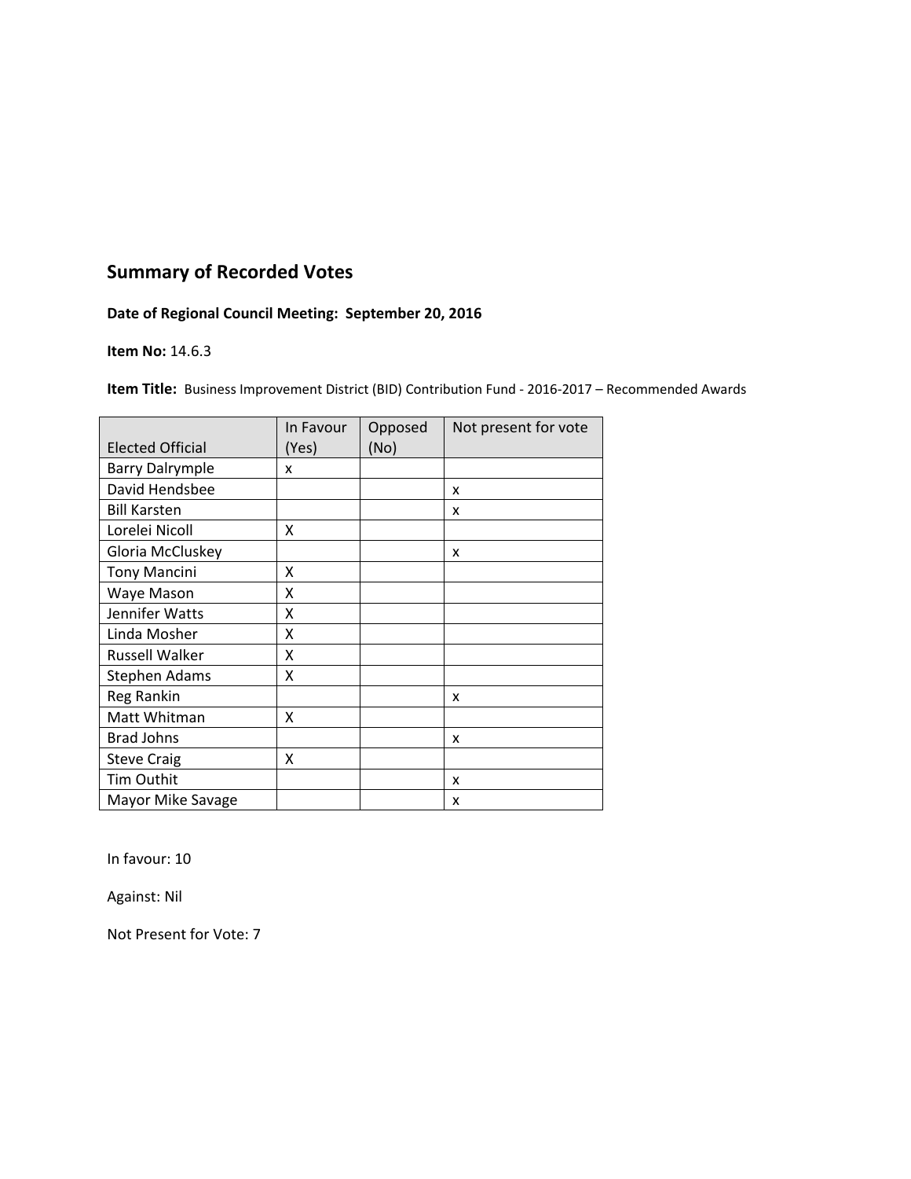## Summary of Recorded Votes

**Date of Regional Council Meeting: September 20, 2016**

**Item No:** 14.6.3

**Item Title:** Business Improvement District (BID) Contribution Fund - 2016-2017 – Recommended Awards

| Elected Official | In Favour (Yes) | Opposed (No) | Not present for vote |
|---|---|---|---|
| Barry Dalrymple | x | | |
| David Hendsbee | | | x |
| Bill Karsten | | | x |
| Lorelei Nicoll | X | | |
| Gloria McCluskey | | | x |
| Tony Mancini | X | | |
| Waye Mason | X | | |
| Jennifer Watts | X | | |
| Linda Mosher | X | | |
| Russell Walker | X | | |
| Stephen Adams | X | | |
| Reg Rankin | | | x |
| Matt Whitman | X | | |
| Brad Johns | | | x |
| Steve Craig | X | | |
| Tim Outhit | | | x |
| Mayor Mike Savage | | | x |

In favour: 10

Against: Nil

Not Present for Vote: 7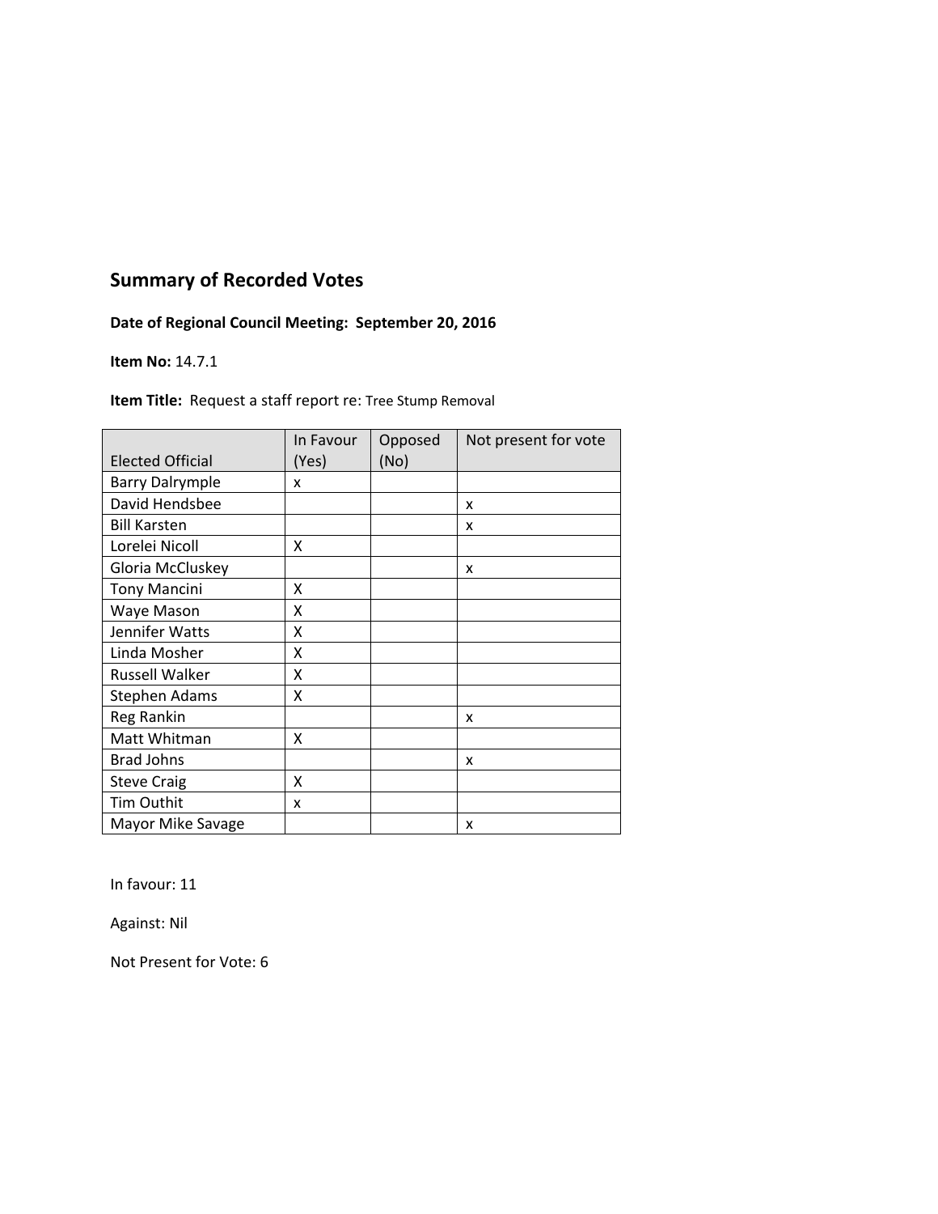## Summary of Recorded Votes

**Date of Regional Council Meeting: September 20, 2016**

**Item No:** 14.7.1

**Item Title:** Request a staff report re: Tree Stump Removal

| Elected Official | In Favour (Yes) | Opposed (No) | Not present for vote |
|---|---|---|---|
| Barry Dalrymple | x | | |
| David Hendsbee | | | x |
| Bill Karsten | | | x |
| Lorelei Nicoll | X | | |
| Gloria McCluskey | | | x |
| Tony Mancini | X | | |
| Waye Mason | X | | |
| Jennifer Watts | X | | |
| Linda Mosher | X | | |
| Russell Walker | X | | |
| Stephen Adams | X | | |
| Reg Rankin | | | x |
| Matt Whitman | X | | |
| Brad Johns | | | x |
| Steve Craig | X | | |
| Tim Outhit | x | | |
| Mayor Mike Savage | | | x |

In favour: 11

Against: Nil

Not Present for Vote: 6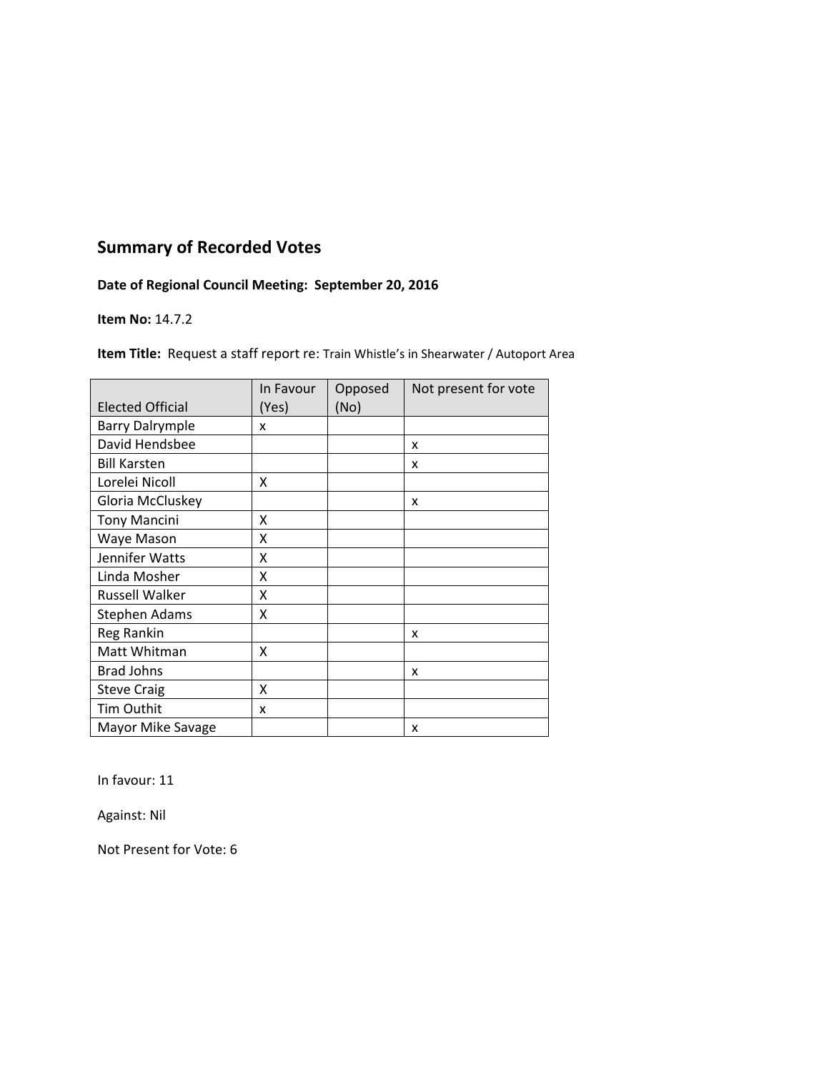## Summary of Recorded Votes

**Date of Regional Council Meeting: September 20, 2016**

**Item No:** 14.7.2

**Item Title:** Request a staff report re: Train Whistle's in Shearwater / Autoport Area

| Elected Official | In Favour (Yes) | Opposed (No) | Not present for vote |
|---|---|---|---|
| Barry Dalrymple | x | | |
| David Hendsbee | | | x |
| Bill Karsten | | | x |
| Lorelei Nicoll | X | | |
| Gloria McCluskey | | | x |
| Tony Mancini | X | | |
| Waye Mason | X | | |
| Jennifer Watts | X | | |
| Linda Mosher | X | | |
| Russell Walker | X | | |
| Stephen Adams | X | | |
| Reg Rankin | | | x |
| Matt Whitman | X | | |
| Brad Johns | | | x |
| Steve Craig | X | | |
| Tim Outhit | x | | |
| Mayor Mike Savage | | | x |

In favour: 11

Against: Nil

Not Present for Vote: 6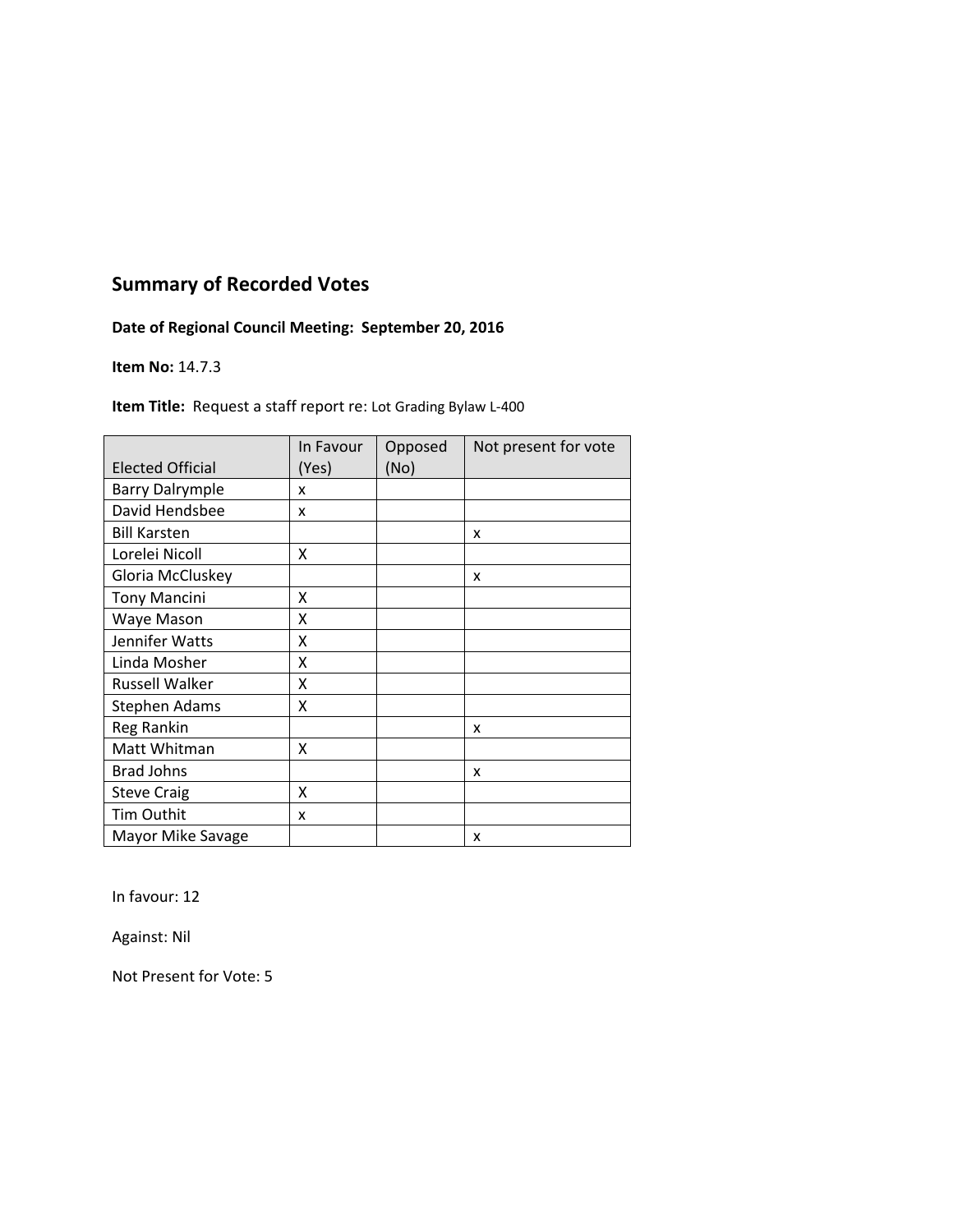## Summary of Recorded Votes

**Date of Regional Council Meeting: September 20, 2016**

**Item No:** 14.7.3

**Item Title:** Request a staff report re: Lot Grading Bylaw L-400

| Elected Official | In Favour (Yes) | Opposed (No) | Not present for vote |
|---|---|---|---|
| Barry Dalrymple | x | | |
| David Hendsbee | x | | |
| Bill Karsten | | | x |
| Lorelei Nicoll | X | | |
| Gloria McCluskey | | | x |
| Tony Mancini | X | | |
| Waye Mason | X | | |
| Jennifer Watts | X | | |
| Linda Mosher | X | | |
| Russell Walker | X | | |
| Stephen Adams | X | | |
| Reg Rankin | | | x |
| Matt Whitman | X | | |
| Brad Johns | | | x |
| Steve Craig | X | | |
| Tim Outhit | x | | |
| Mayor Mike Savage | | | x |

In favour: 12

Against: Nil

Not Present for Vote: 5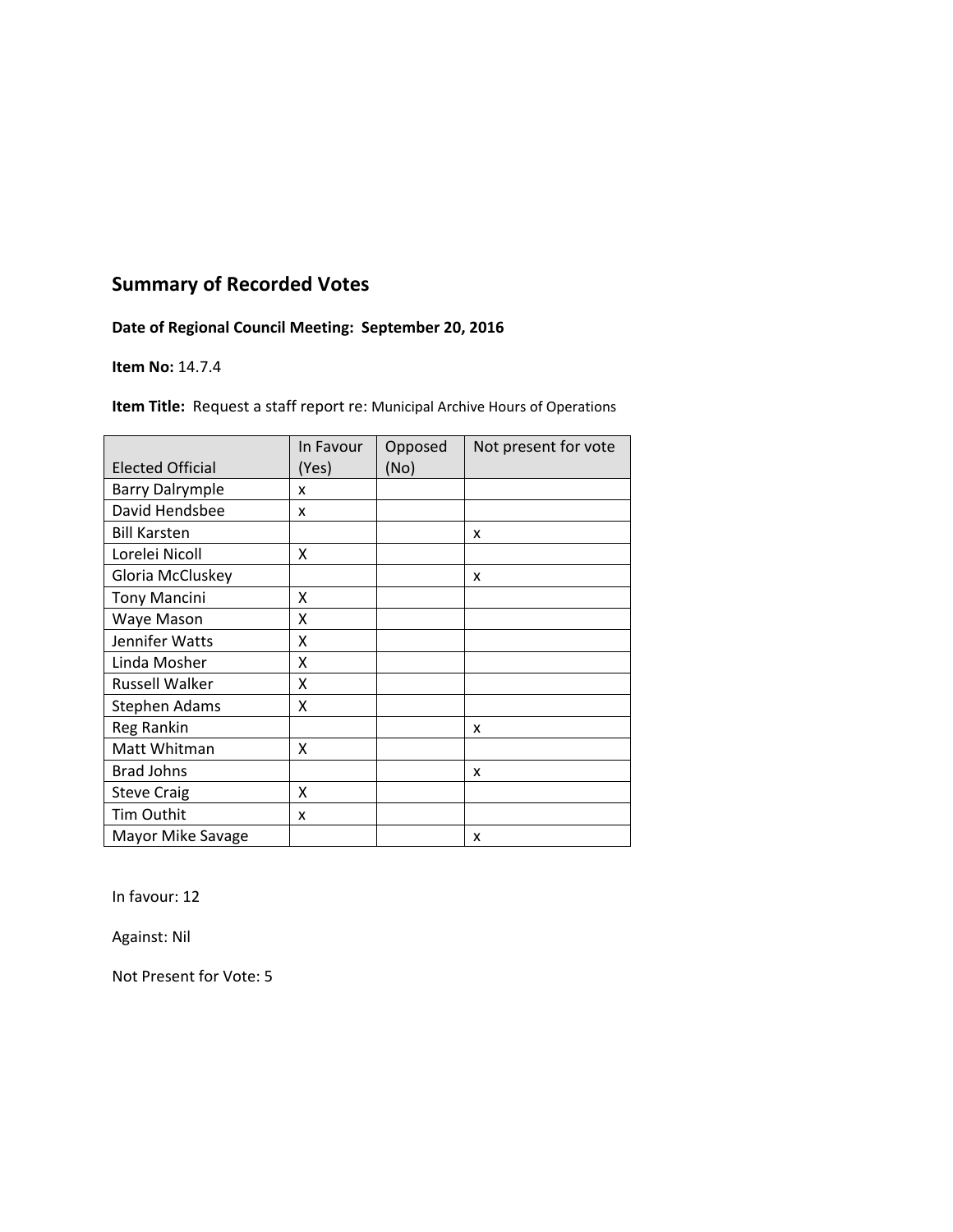## Summary of Recorded Votes

**Date of Regional Council Meeting: September 20, 2016**

**Item No:** 14.7.4

**Item Title:** Request a staff report re: Municipal Archive Hours of Operations

| Elected Official | In Favour (Yes) | Opposed (No) | Not present for vote |
|---|---|---|---|
| Barry Dalrymple | x | | |
| David Hendsbee | x | | |
| Bill Karsten | | | x |
| Lorelei Nicoll | X | | |
| Gloria McCluskey | | | x |
| Tony Mancini | X | | |
| Waye Mason | X | | |
| Jennifer Watts | X | | |
| Linda Mosher | X | | |
| Russell Walker | X | | |
| Stephen Adams | X | | |
| Reg Rankin | | | x |
| Matt Whitman | X | | |
| Brad Johns | | | x |
| Steve Craig | X | | |
| Tim Outhit | x | | |
| Mayor Mike Savage | | | x |

In favour: 12

Against: Nil

Not Present for Vote: 5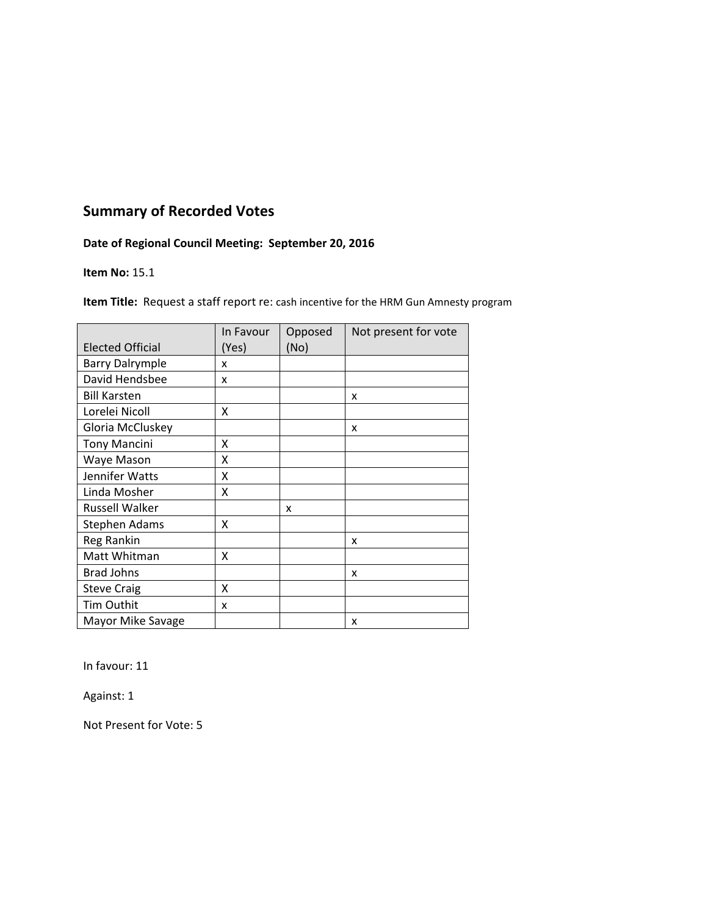## Summary of Recorded Votes

**Date of Regional Council Meeting: September 20, 2016**

**Item No:** 15.1

**Item Title:** Request a staff report re: cash incentive for the HRM Gun Amnesty program

| Elected Official | In Favour (Yes) | Opposed (No) | Not present for vote |
|---|---|---|---|
| Barry Dalrymple | x | | |
| David Hendsbee | x | | |
| Bill Karsten | | | x |
| Lorelei Nicoll | X | | |
| Gloria McCluskey | | | x |
| Tony Mancini | X | | |
| Waye Mason | X | | |
| Jennifer Watts | X | | |
| Linda Mosher | X | | |
| Russell Walker | | x | |
| Stephen Adams | X | | |
| Reg Rankin | | | x |
| Matt Whitman | X | | |
| Brad Johns | | | x |
| Steve Craig | X | | |
| Tim Outhit | x | | |
| Mayor Mike Savage | | | x |

In favour: 11

Against: 1

Not Present for Vote: 5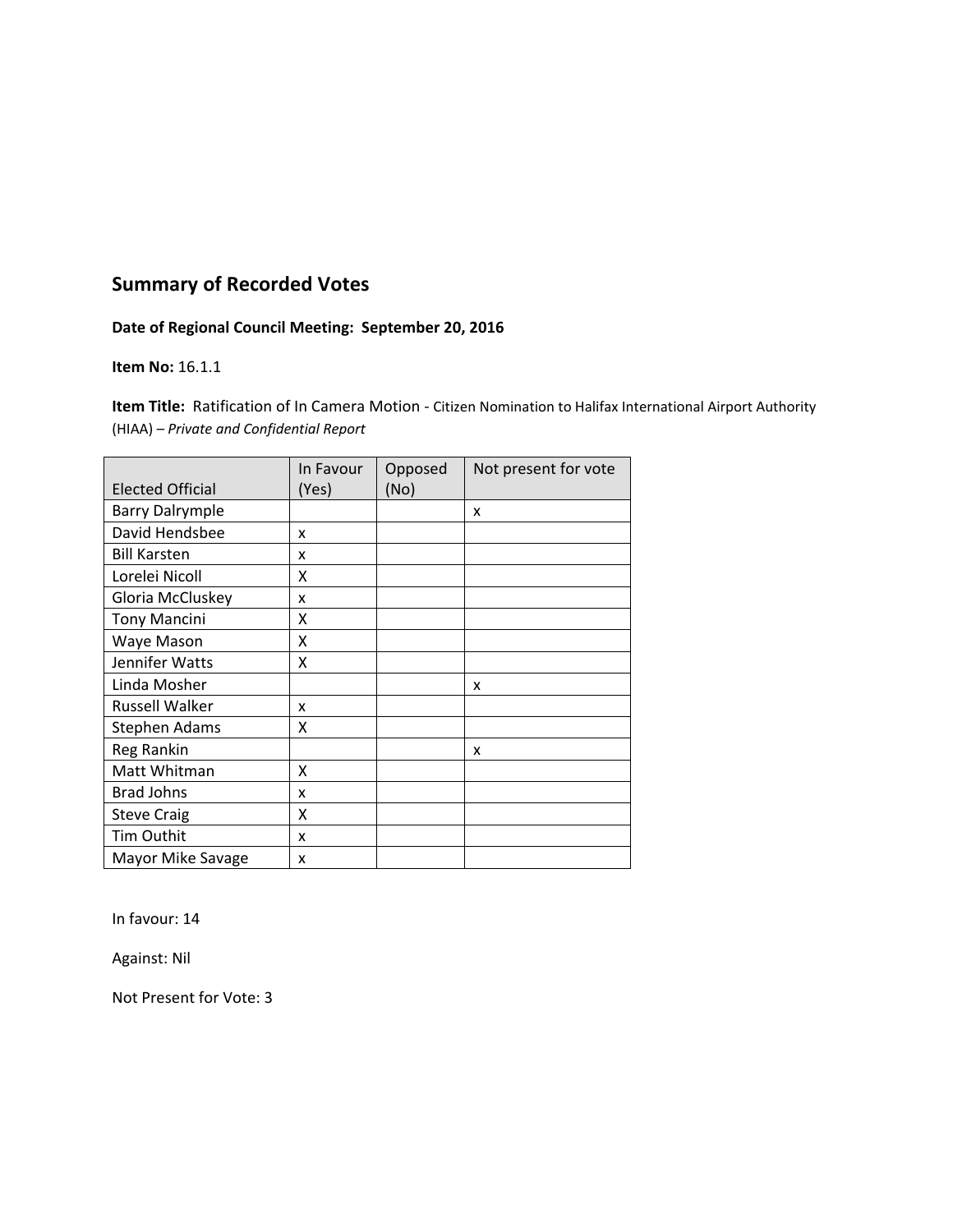## Summary of Recorded Votes

**Date of Regional Council Meeting: September 20, 2016**

**Item No:** 16.1.1

**Item Title:** Ratification of In Camera Motion - Citizen Nomination to Halifax International Airport Authority (HIAA) – *Private and Confidential Report*

| Elected Official | In Favour (Yes) | Opposed (No) | Not present for vote |
|---|---|---|---|
| Barry Dalrymple | | | x |
| David Hendsbee | x | | |
| Bill Karsten | x | | |
| Lorelei Nicoll | X | | |
| Gloria McCluskey | x | | |
| Tony Mancini | X | | |
| Waye Mason | X | | |
| Jennifer Watts | X | | |
| Linda Mosher | | | x |
| Russell Walker | x | | |
| Stephen Adams | X | | |
| Reg Rankin | | | x |
| Matt Whitman | X | | |
| Brad Johns | x | | |
| Steve Craig | X | | |
| Tim Outhit | x | | |
| Mayor Mike Savage | x | | |

In favour: 14

Against: Nil

Not Present for Vote: 3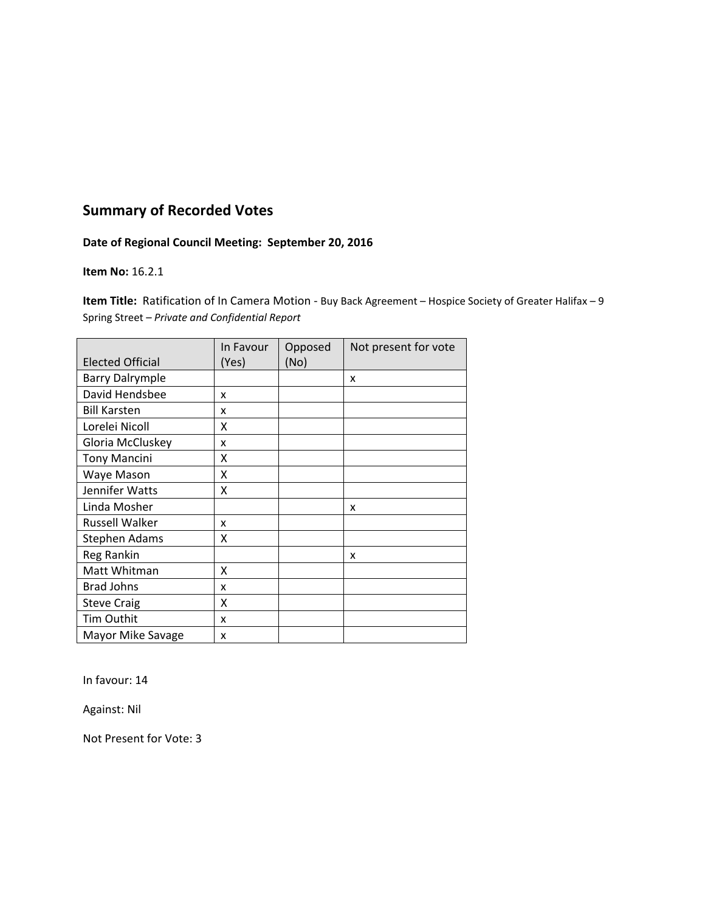## Summary of Recorded Votes

**Date of Regional Council Meeting: September 20, 2016**

**Item No:** 16.2.1

**Item Title:** Ratification of In Camera Motion - Buy Back Agreement – Hospice Society of Greater Halifax – 9 Spring Street – *Private and Confidential Report*

| Elected Official | In Favour (Yes) | Opposed (No) | Not present for vote |
|---|---|---|---|
| Barry Dalrymple | | | x |
| David Hendsbee | x | | |
| Bill Karsten | x | | |
| Lorelei Nicoll | X | | |
| Gloria McCluskey | x | | |
| Tony Mancini | X | | |
| Waye Mason | X | | |
| Jennifer Watts | X | | |
| Linda Mosher | | | x |
| Russell Walker | x | | |
| Stephen Adams | X | | |
| Reg Rankin | | | x |
| Matt Whitman | X | | |
| Brad Johns | x | | |
| Steve Craig | X | | |
| Tim Outhit | x | | |
| Mayor Mike Savage | x | | |

In favour: 14

Against: Nil

Not Present for Vote: 3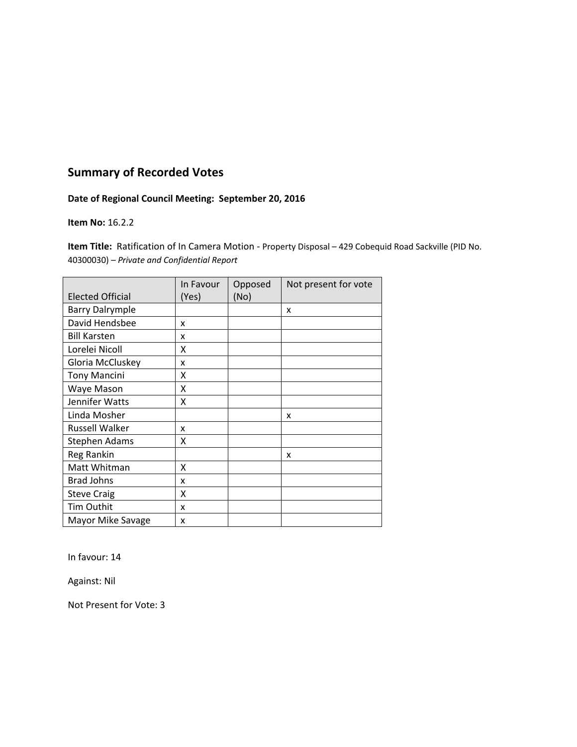## Summary of Recorded Votes

**Date of Regional Council Meeting: September 20, 2016**

**Item No:** 16.2.2

**Item Title:** Ratification of In Camera Motion - Property Disposal – 429 Cobequid Road Sackville (PID No. 40300030) – *Private and Confidential Report*

| Elected Official | In Favour (Yes) | Opposed (No) | Not present for vote |
|---|---|---|---|
| Barry Dalrymple | | | x |
| David Hendsbee | x | | |
| Bill Karsten | x | | |
| Lorelei Nicoll | X | | |
| Gloria McCluskey | x | | |
| Tony Mancini | X | | |
| Waye Mason | X | | |
| Jennifer Watts | X | | |
| Linda Mosher | | | x |
| Russell Walker | x | | |
| Stephen Adams | X | | |
| Reg Rankin | | | x |
| Matt Whitman | X | | |
| Brad Johns | x | | |
| Steve Craig | X | | |
| Tim Outhit | x | | |
| Mayor Mike Savage | x | | |

In favour: 14

Against: Nil

Not Present for Vote: 3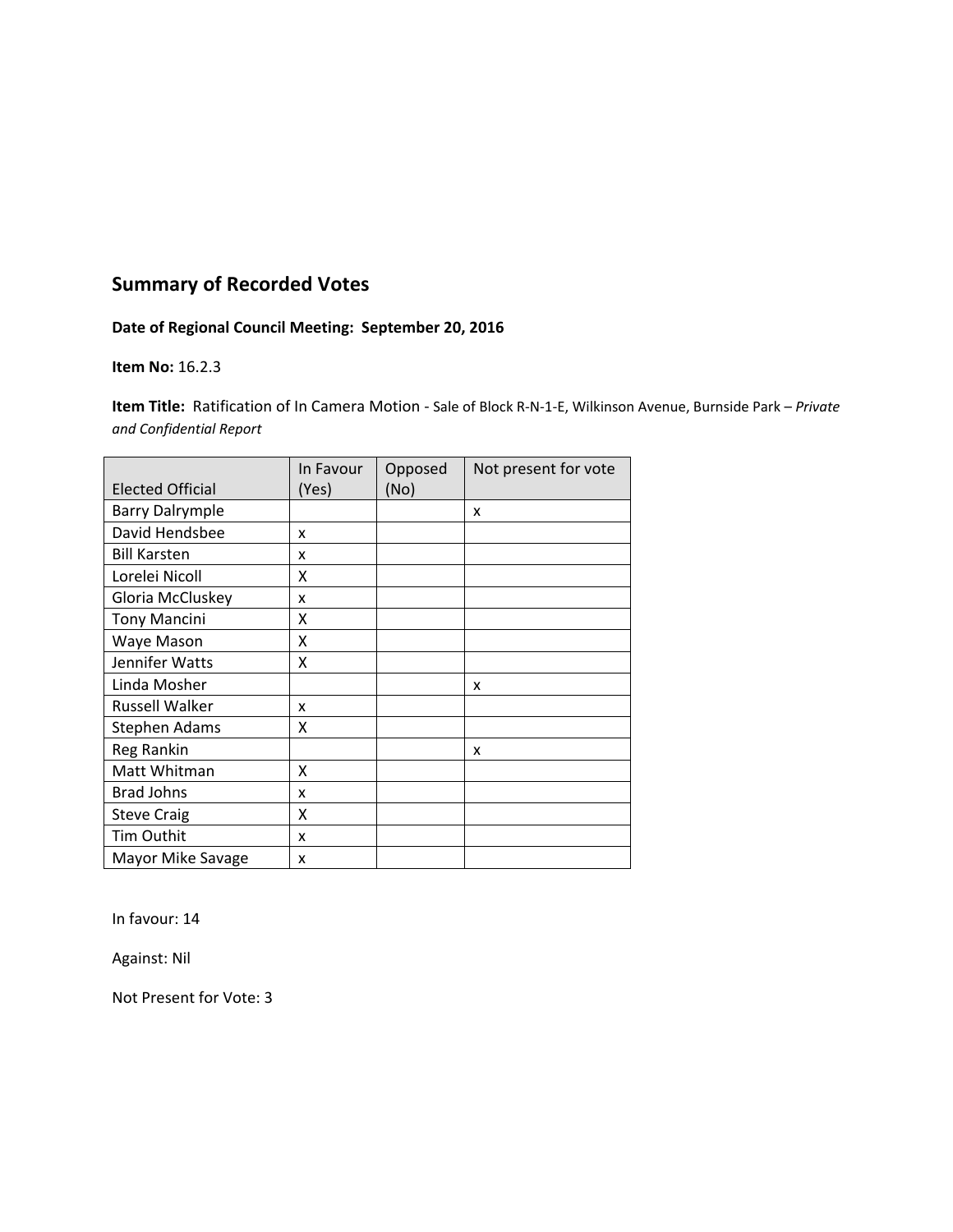## Summary of Recorded Votes

**Date of Regional Council Meeting: September 20, 2016**

**Item No:** 16.2.3

**Item Title:** Ratification of In Camera Motion - Sale of Block R-N-1-E, Wilkinson Avenue, Burnside Park – *Private and Confidential Report*

| Elected Official | In Favour (Yes) | Opposed (No) | Not present for vote |
|---|---|---|---|
| Barry Dalrymple | | | x |
| David Hendsbee | x | | |
| Bill Karsten | x | | |
| Lorelei Nicoll | X | | |
| Gloria McCluskey | x | | |
| Tony Mancini | X | | |
| Waye Mason | X | | |
| Jennifer Watts | X | | |
| Linda Mosher | | | x |
| Russell Walker | x | | |
| Stephen Adams | X | | |
| Reg Rankin | | | x |
| Matt Whitman | X | | |
| Brad Johns | x | | |
| Steve Craig | X | | |
| Tim Outhit | x | | |
| Mayor Mike Savage | x | | |

In favour: 14

Against: Nil

Not Present for Vote: 3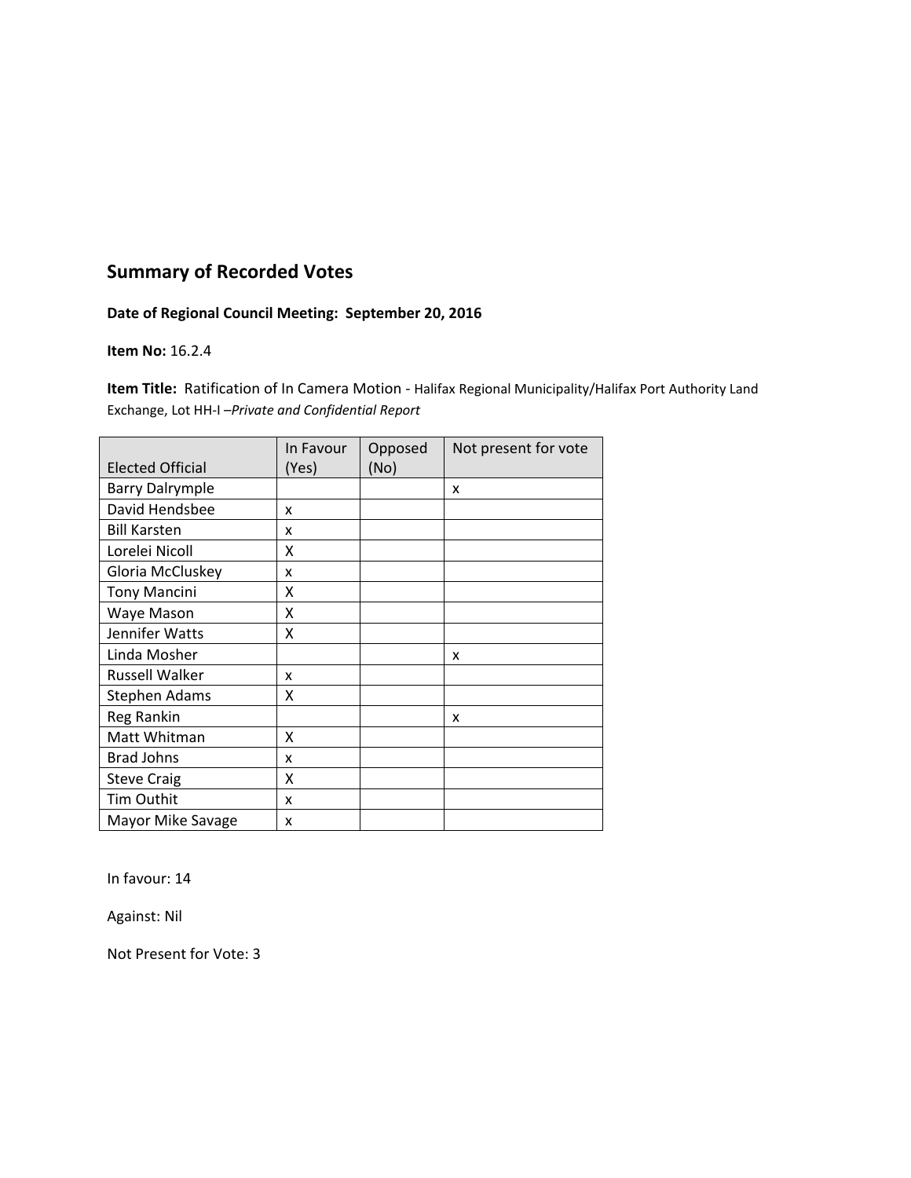## Summary of Recorded Votes

**Date of Regional Council Meeting: September 20, 2016**

**Item No:** 16.2.4

**Item Title:** Ratification of In Camera Motion - Halifax Regional Municipality/Halifax Port Authority Land Exchange, Lot HH-I –*Private and Confidential Report*

| Elected Official | In Favour (Yes) | Opposed (No) | Not present for vote |
|---|---|---|---|
| Barry Dalrymple | | | x |
| David Hendsbee | x | | |
| Bill Karsten | x | | |
| Lorelei Nicoll | X | | |
| Gloria McCluskey | x | | |
| Tony Mancini | X | | |
| Waye Mason | X | | |
| Jennifer Watts | X | | |
| Linda Mosher | | | x |
| Russell Walker | x | | |
| Stephen Adams | X | | |
| Reg Rankin | | | x |
| Matt Whitman | X | | |
| Brad Johns | x | | |
| Steve Craig | X | | |
| Tim Outhit | x | | |
| Mayor Mike Savage | x | | |

In favour: 14

Against: Nil

Not Present for Vote: 3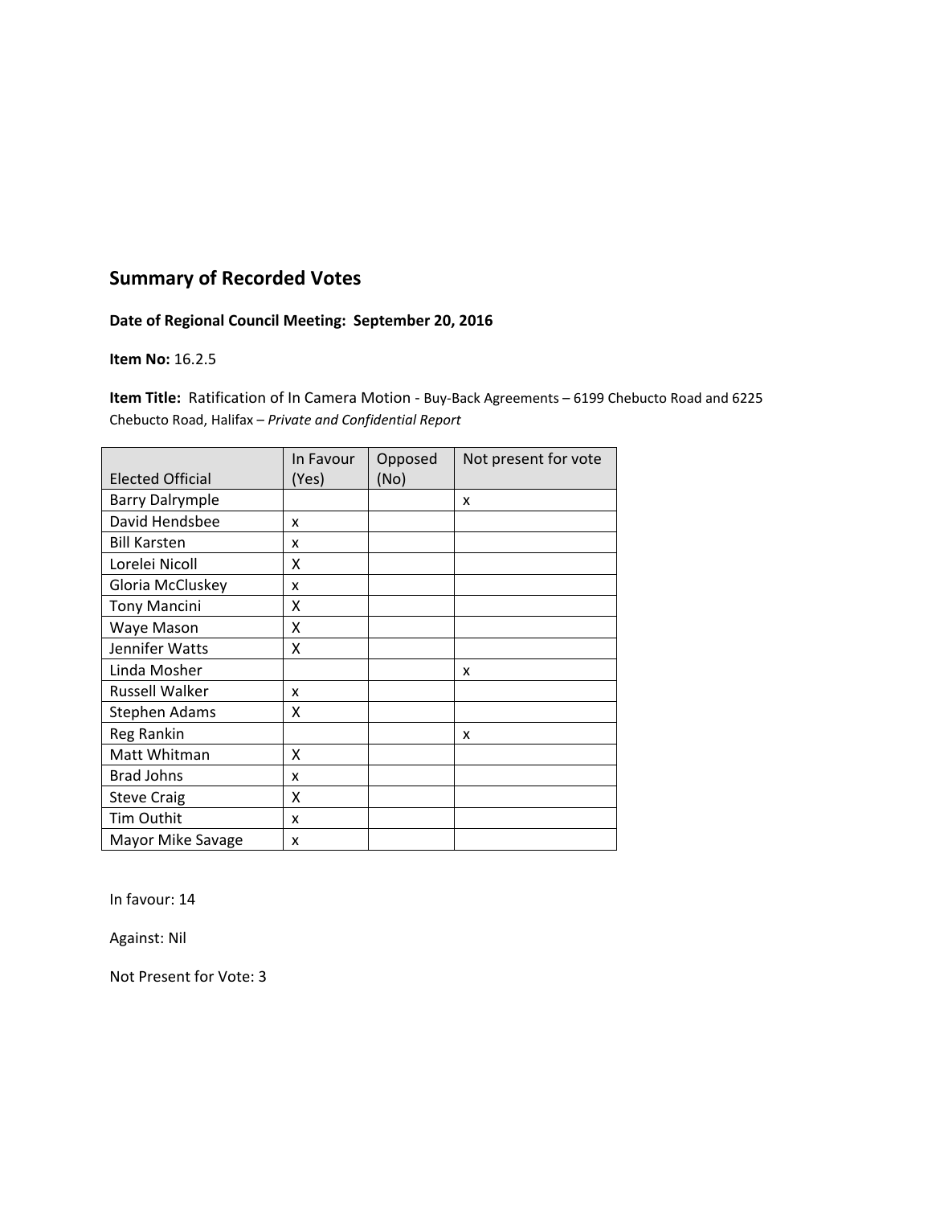## Summary of Recorded Votes

**Date of Regional Council Meeting: September 20, 2016**

**Item No:** 16.2.5

**Item Title:** Ratification of In Camera Motion - Buy-Back Agreements – 6199 Chebucto Road and 6225 Chebucto Road, Halifax – *Private and Confidential Report*

| Elected Official | In Favour (Yes) | Opposed (No) | Not present for vote |
|---|---|---|---|
| Barry Dalrymple | | | x |
| David Hendsbee | x | | |
| Bill Karsten | x | | |
| Lorelei Nicoll | X | | |
| Gloria McCluskey | x | | |
| Tony Mancini | X | | |
| Waye Mason | X | | |
| Jennifer Watts | X | | |
| Linda Mosher | | | x |
| Russell Walker | x | | |
| Stephen Adams | X | | |
| Reg Rankin | | | x |
| Matt Whitman | X | | |
| Brad Johns | x | | |
| Steve Craig | X | | |
| Tim Outhit | x | | |
| Mayor Mike Savage | x | | |

In favour: 14

Against: Nil

Not Present for Vote: 3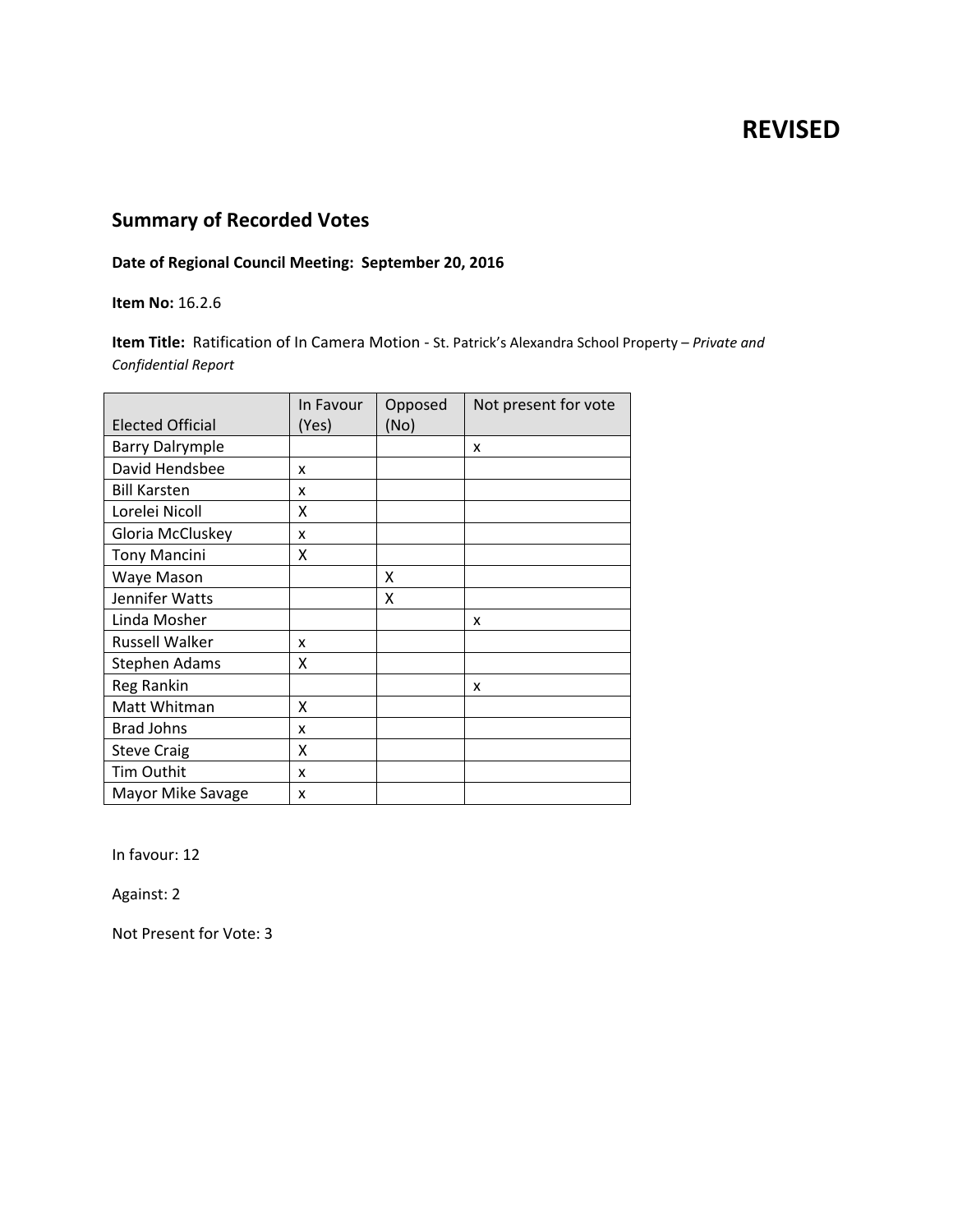# REVISED

## Summary of Recorded Votes

**Date of Regional Council Meeting: September 20, 2016**

**Item No:** 16.2.6

**Item Title:** Ratification of In Camera Motion - St. Patrick's Alexandra School Property – *Private and Confidential Report*

| Elected Official | In Favour (Yes) | Opposed (No) | Not present for vote |
|---|---|---|---|
| Barry Dalrymple | | | x |
| David Hendsbee | x | | |
| Bill Karsten | x | | |
| Lorelei Nicoll | X | | |
| Gloria McCluskey | x | | |
| Tony Mancini | X | | |
| Waye Mason | | X | |
| Jennifer Watts | | X | |
| Linda Mosher | | | x |
| Russell Walker | x | | |
| Stephen Adams | X | | |
| Reg Rankin | | | x |
| Matt Whitman | X | | |
| Brad Johns | x | | |
| Steve Craig | X | | |
| Tim Outhit | x | | |
| Mayor Mike Savage | x | | |

In favour: 12

Against: 2

Not Present for Vote: 3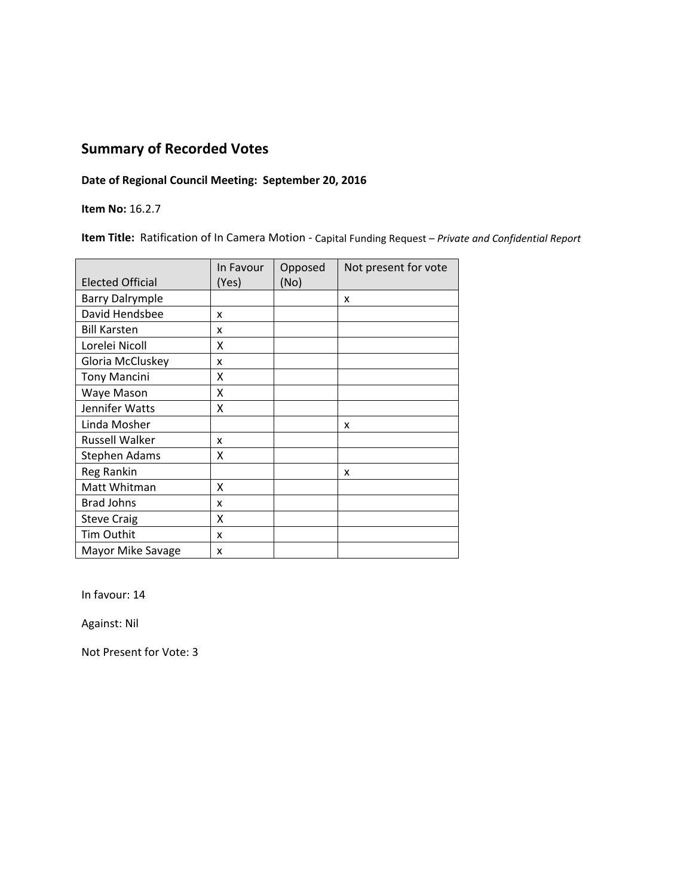## Summary of Recorded Votes

**Date of Regional Council Meeting: September 20, 2016**

**Item No:** 16.2.7

**Item Title:** Ratification of In Camera Motion - Capital Funding Request – *Private and Confidential Report*

| Elected Official | In Favour (Yes) | Opposed (No) | Not present for vote |
|---|---|---|---|
| Barry Dalrymple | | | x |
| David Hendsbee | x | | |
| Bill Karsten | x | | |
| Lorelei Nicoll | X | | |
| Gloria McCluskey | x | | |
| Tony Mancini | X | | |
| Waye Mason | X | | |
| Jennifer Watts | X | | |
| Linda Mosher | | | x |
| Russell Walker | x | | |
| Stephen Adams | X | | |
| Reg Rankin | | | x |
| Matt Whitman | X | | |
| Brad Johns | x | | |
| Steve Craig | X | | |
| Tim Outhit | x | | |
| Mayor Mike Savage | x | | |

In favour: 14

Against: Nil

Not Present for Vote: 3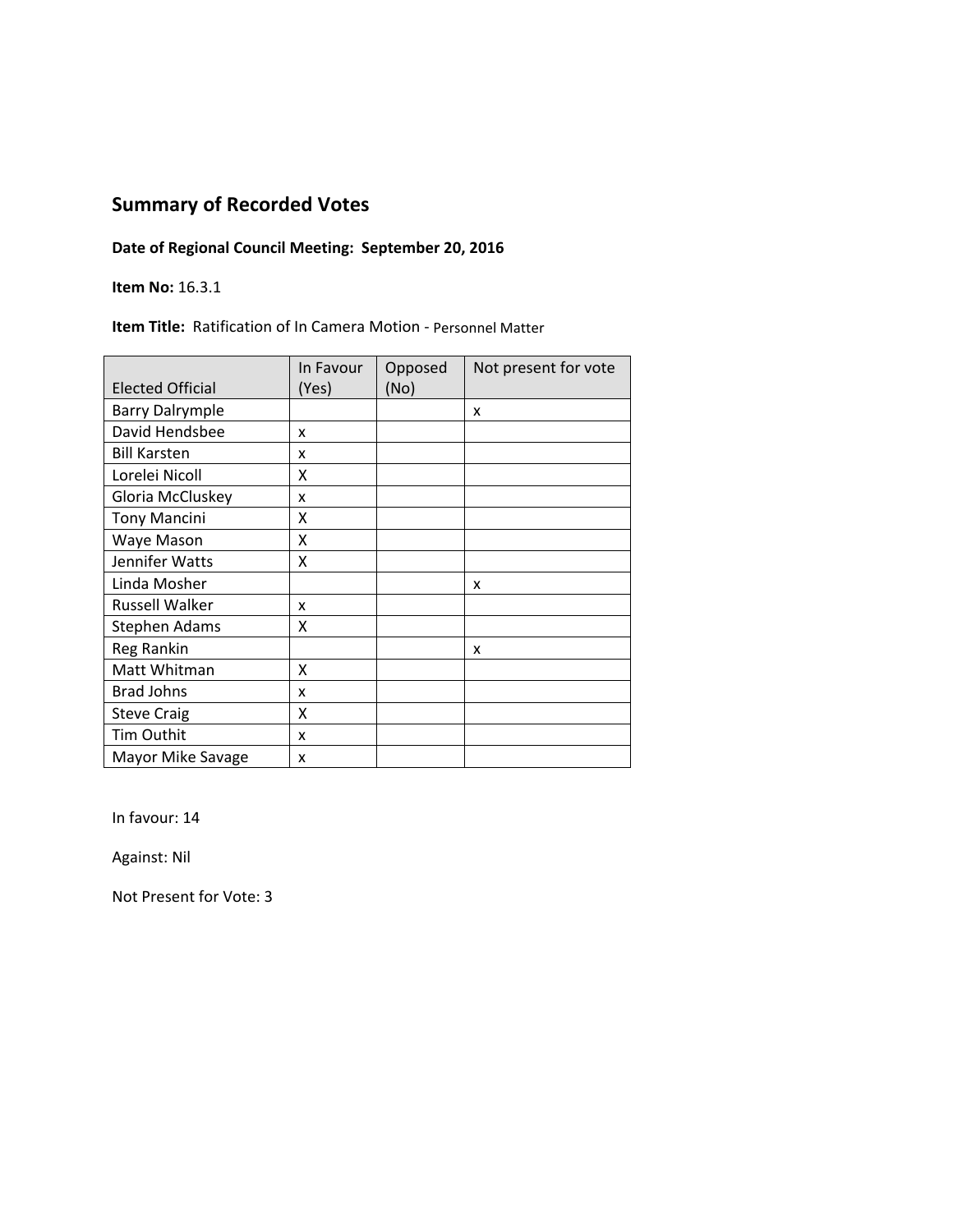## Summary of Recorded Votes

**Date of Regional Council Meeting: September 20, 2016**

**Item No:** 16.3.1

**Item Title:** Ratification of In Camera Motion - Personnel Matter

| Elected Official | In Favour (Yes) | Opposed (No) | Not present for vote |
|---|---|---|---|
| Barry Dalrymple | | | x |
| David Hendsbee | x | | |
| Bill Karsten | x | | |
| Lorelei Nicoll | X | | |
| Gloria McCluskey | x | | |
| Tony Mancini | X | | |
| Waye Mason | X | | |
| Jennifer Watts | X | | |
| Linda Mosher | | | x |
| Russell Walker | x | | |
| Stephen Adams | X | | |
| Reg Rankin | | | x |
| Matt Whitman | X | | |
| Brad Johns | x | | |
| Steve Craig | X | | |
| Tim Outhit | x | | |
| Mayor Mike Savage | x | | |

In favour: 14

Against: Nil

Not Present for Vote: 3